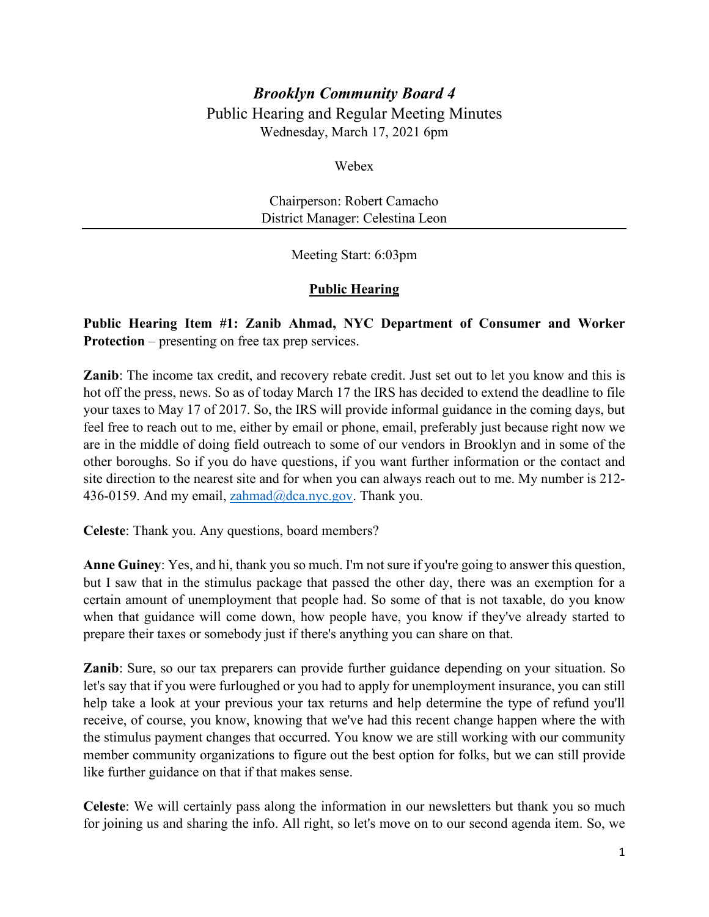# *Brooklyn Community Board 4*

Public Hearing and Regular Meeting Minutes

Wednesday, March 17, 2021 6pm

Webex

Chairperson: Robert Camacho

District Manager: Celestina Leon

---

Meeting Start: 6:03pm

## Public Hearing

**Public Hearing Item #1: Zanib Ahmad, NYC Department of Consumer and Worker Protection** – presenting on free tax prep services.

**Zanib**: The income tax credit, and recovery rebate credit. Just set out to let you know and this is hot off the press, news. So as of today March 17 the IRS has decided to extend the deadline to file your taxes to May 17 of 2017. So, the IRS will provide informal guidance in the coming days, but feel free to reach out to me, either by email or phone, email, preferably just because right now we are in the middle of doing field outreach to some of our vendors in Brooklyn and in some of the other boroughs. So if you do have questions, if you want further information or the contact and site direction to the nearest site and for when you can always reach out to me. My number is 212-436-0159. And my email, zahmad@dca.nyc.gov. Thank you.

**Celeste**: Thank you. Any questions, board members?

**Anne Guiney**: Yes, and hi, thank you so much. I'm not sure if you're going to answer this question, but I saw that in the stimulus package that passed the other day, there was an exemption for a certain amount of unemployment that people had. So some of that is not taxable, do you know when that guidance will come down, how people have, you know if they've already started to prepare their taxes or somebody just if there's anything you can share on that.

**Zanib**: Sure, so our tax preparers can provide further guidance depending on your situation. So let's say that if you were furloughed or you had to apply for unemployment insurance, you can still help take a look at your previous your tax returns and help determine the type of refund you'll receive, of course, you know, knowing that we've had this recent change happen where the with the stimulus payment changes that occurred. You know we are still working with our community member community organizations to figure out the best option for folks, but we can still provide like further guidance on that if that makes sense.

**Celeste**: We will certainly pass along the information in our newsletters but thank you so much for joining us and sharing the info. All right, so let's move on to our second agenda item. So, we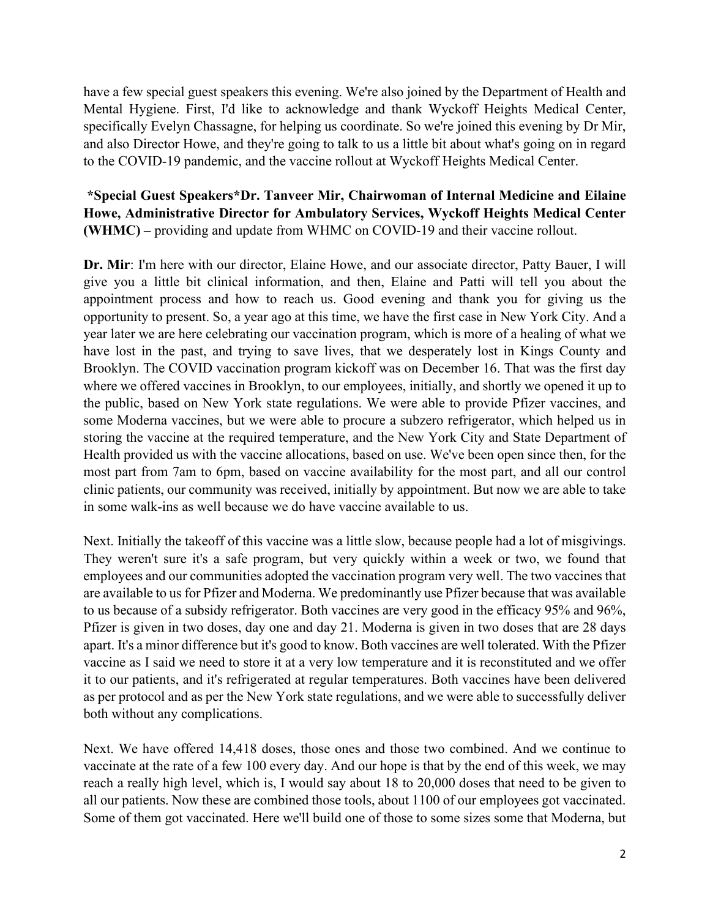have a few special guest speakers this evening. We're also joined by the Department of Health and Mental Hygiene. First, I'd like to acknowledge and thank Wyckoff Heights Medical Center, specifically Evelyn Chassagne, for helping us coordinate. So we're joined this evening by Dr Mir, and also Director Howe, and they're going to talk to us a little bit about what's going on in regard to the COVID-19 pandemic, and the vaccine rollout at Wyckoff Heights Medical Center.

**\*Special Guest Speakers\*Dr. Tanveer Mir, Chairwoman of Internal Medicine and Eilaine Howe, Administrative Director for Ambulatory Services, Wyckoff Heights Medical Center (WHMC) –** providing and update from WHMC on COVID-19 and their vaccine rollout.

**Dr. Mir**: I'm here with our director, Elaine Howe, and our associate director, Patty Bauer, I will give you a little bit clinical information, and then, Elaine and Patti will tell you about the appointment process and how to reach us. Good evening and thank you for giving us the opportunity to present. So, a year ago at this time, we have the first case in New York City. And a year later we are here celebrating our vaccination program, which is more of a healing of what we have lost in the past, and trying to save lives, that we desperately lost in Kings County and Brooklyn. The COVID vaccination program kickoff was on December 16. That was the first day where we offered vaccines in Brooklyn, to our employees, initially, and shortly we opened it up to the public, based on New York state regulations. We were able to provide Pfizer vaccines, and some Moderna vaccines, but we were able to procure a subzero refrigerator, which helped us in storing the vaccine at the required temperature, and the New York City and State Department of Health provided us with the vaccine allocations, based on use. We've been open since then, for the most part from 7am to 6pm, based on vaccine availability for the most part, and all our control clinic patients, our community was received, initially by appointment. But now we are able to take in some walk-ins as well because we do have vaccine available to us.

Next. Initially the takeoff of this vaccine was a little slow, because people had a lot of misgivings. They weren't sure it's a safe program, but very quickly within a week or two, we found that employees and our communities adopted the vaccination program very well. The two vaccines that are available to us for Pfizer and Moderna. We predominantly use Pfizer because that was available to us because of a subsidy refrigerator. Both vaccines are very good in the efficacy 95% and 96%, Pfizer is given in two doses, day one and day 21. Moderna is given in two doses that are 28 days apart. It's a minor difference but it's good to know. Both vaccines are well tolerated. With the Pfizer vaccine as I said we need to store it at a very low temperature and it is reconstituted and we offer it to our patients, and it's refrigerated at regular temperatures. Both vaccines have been delivered as per protocol and as per the New York state regulations, and we were able to successfully deliver both without any complications.

Next. We have offered 14,418 doses, those ones and those two combined. And we continue to vaccinate at the rate of a few 100 every day. And our hope is that by the end of this week, we may reach a really high level, which is, I would say about 18 to 20,000 doses that need to be given to all our patients. Now these are combined those tools, about 1100 of our employees got vaccinated. Some of them got vaccinated. Here we'll build one of those to some sizes some that Moderna, but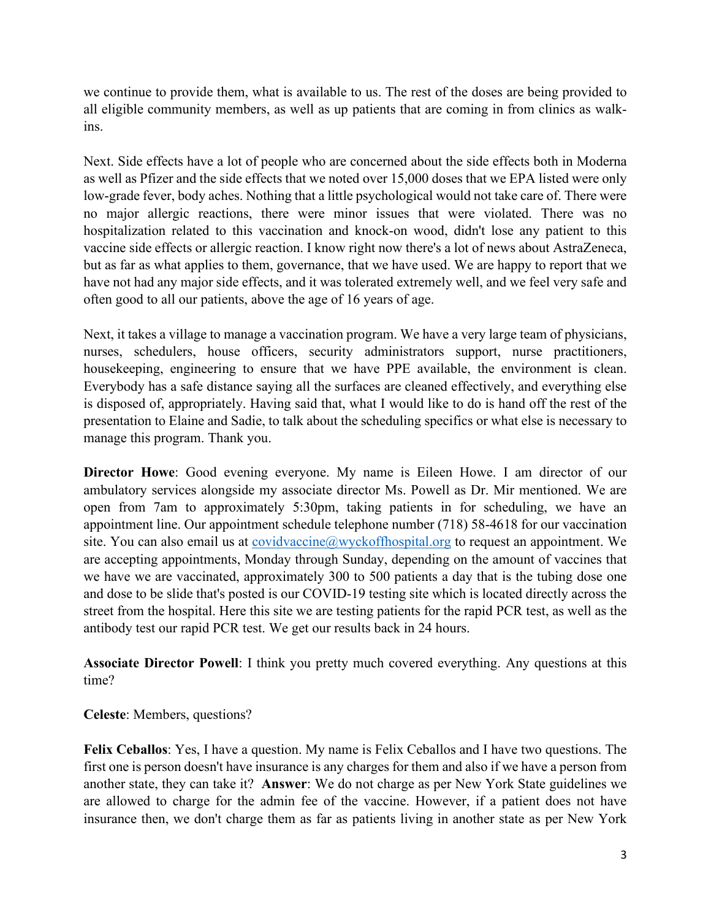we continue to provide them, what is available to us. The rest of the doses are being provided to all eligible community members, as well as up patients that are coming in from clinics as walk-ins.

Next. Side effects have a lot of people who are concerned about the side effects both in Moderna as well as Pfizer and the side effects that we noted over 15,000 doses that we EPA listed were only low-grade fever, body aches. Nothing that a little psychological would not take care of. There were no major allergic reactions, there were minor issues that were violated. There was no hospitalization related to this vaccination and knock-on wood, didn't lose any patient to this vaccine side effects or allergic reaction. I know right now there's a lot of news about AstraZeneca, but as far as what applies to them, governance, that we have used. We are happy to report that we have not had any major side effects, and it was tolerated extremely well, and we feel very safe and often good to all our patients, above the age of 16 years of age.

Next, it takes a village to manage a vaccination program. We have a very large team of physicians, nurses, schedulers, house officers, security administrators support, nurse practitioners, housekeeping, engineering to ensure that we have PPE available, the environment is clean. Everybody has a safe distance saying all the surfaces are cleaned effectively, and everything else is disposed of, appropriately. Having said that, what I would like to do is hand off the rest of the presentation to Elaine and Sadie, to talk about the scheduling specifics or what else is necessary to manage this program. Thank you.

**Director Howe**: Good evening everyone. My name is Eileen Howe. I am director of our ambulatory services alongside my associate director Ms. Powell as Dr. Mir mentioned. We are open from 7am to approximately 5:30pm, taking patients in for scheduling, we have an appointment line. Our appointment schedule telephone number (718) 58-4618 for our vaccination site. You can also email us at covidvaccine@wyckoffhospital.org to request an appointment. We are accepting appointments, Monday through Sunday, depending on the amount of vaccines that we have we are vaccinated, approximately 300 to 500 patients a day that is the tubing dose one and dose to be slide that's posted is our COVID-19 testing site which is located directly across the street from the hospital. Here this site we are testing patients for the rapid PCR test, as well as the antibody test our rapid PCR test. We get our results back in 24 hours.

**Associate Director Powell**: I think you pretty much covered everything. Any questions at this time?

**Celeste**: Members, questions?

**Felix Ceballos**: Yes, I have a question. My name is Felix Ceballos and I have two questions. The first one is person doesn't have insurance is any charges for them and also if we have a person from another state, they can take it? **Answer**: We do not charge as per New York State guidelines we are allowed to charge for the admin fee of the vaccine. However, if a patient does not have insurance then, we don't charge them as far as patients living in another state as per New York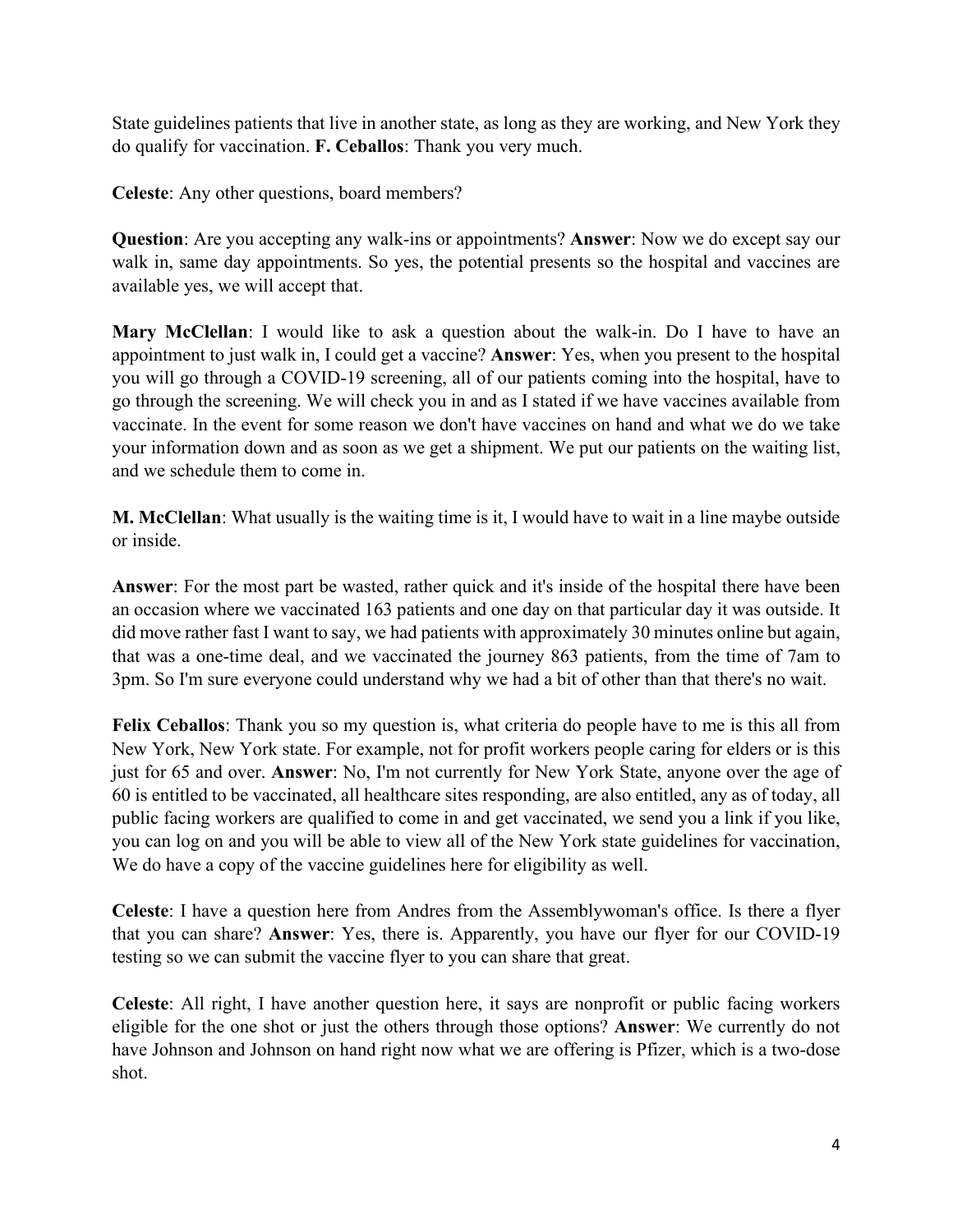State guidelines patients that live in another state, as long as they are working, and New York they do qualify for vaccination. **F. Ceballos**: Thank you very much.

**Celeste**: Any other questions, board members?

**Question**: Are you accepting any walk-ins or appointments? **Answer**: Now we do except say our walk in, same day appointments. So yes, the potential presents so the hospital and vaccines are available yes, we will accept that.

**Mary McClellan**: I would like to ask a question about the walk-in. Do I have to have an appointment to just walk in, I could get a vaccine? **Answer**: Yes, when you present to the hospital you will go through a COVID-19 screening, all of our patients coming into the hospital, have to go through the screening. We will check you in and as I stated if we have vaccines available from vaccinate. In the event for some reason we don't have vaccines on hand and what we do we take your information down and as soon as we get a shipment. We put our patients on the waiting list, and we schedule them to come in.

**M. McClellan**: What usually is the waiting time is it, I would have to wait in a line maybe outside or inside.

**Answer**: For the most part be wasted, rather quick and it's inside of the hospital there have been an occasion where we vaccinated 163 patients and one day on that particular day it was outside. It did move rather fast I want to say, we had patients with approximately 30 minutes online but again, that was a one-time deal, and we vaccinated the journey 863 patients, from the time of 7am to 3pm. So I'm sure everyone could understand why we had a bit of other than that there's no wait.

**Felix Ceballos**: Thank you so my question is, what criteria do people have to me is this all from New York, New York state. For example, not for profit workers people caring for elders or is this just for 65 and over. **Answer**: No, I'm not currently for New York State, anyone over the age of 60 is entitled to be vaccinated, all healthcare sites responding, are also entitled, any as of today, all public facing workers are qualified to come in and get vaccinated, we send you a link if you like, you can log on and you will be able to view all of the New York state guidelines for vaccination, We do have a copy of the vaccine guidelines here for eligibility as well.

**Celeste**: I have a question here from Andres from the Assemblywoman's office. Is there a flyer that you can share? **Answer**: Yes, there is. Apparently, you have our flyer for our COVID-19 testing so we can submit the vaccine flyer to you can share that great.

**Celeste**: All right, I have another question here, it says are nonprofit or public facing workers eligible for the one shot or just the others through those options? **Answer**: We currently do not have Johnson and Johnson on hand right now what we are offering is Pfizer, which is a two-dose shot.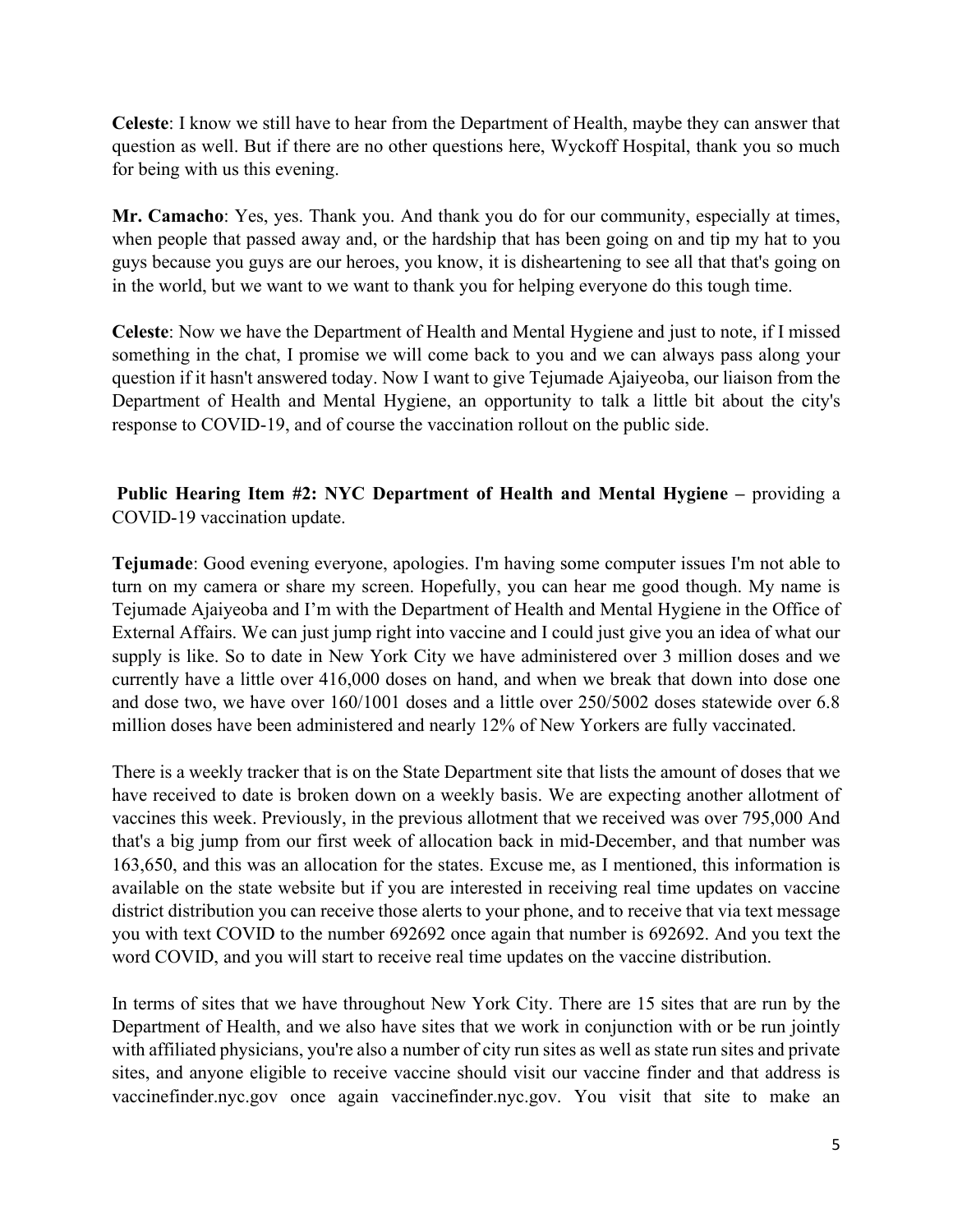**Celeste**: I know we still have to hear from the Department of Health, maybe they can answer that question as well. But if there are no other questions here, Wyckoff Hospital, thank you so much for being with us this evening.

**Mr. Camacho**: Yes, yes. Thank you. And thank you do for our community, especially at times, when people that passed away and, or the hardship that has been going on and tip my hat to you guys because you guys are our heroes, you know, it is disheartening to see all that that's going on in the world, but we want to we want to thank you for helping everyone do this tough time.

**Celeste**: Now we have the Department of Health and Mental Hygiene and just to note, if I missed something in the chat, I promise we will come back to you and we can always pass along your question if it hasn't answered today. Now I want to give Tejumade Ajaiyeoba, our liaison from the Department of Health and Mental Hygiene, an opportunity to talk a little bit about the city's response to COVID-19, and of course the vaccination rollout on the public side.

**Public Hearing Item #2: NYC Department of Health and Mental Hygiene –** providing a COVID-19 vaccination update.

**Tejumade**: Good evening everyone, apologies. I'm having some computer issues I'm not able to turn on my camera or share my screen. Hopefully, you can hear me good though. My name is Tejumade Ajaiyeoba and I'm with the Department of Health and Mental Hygiene in the Office of External Affairs. We can just jump right into vaccine and I could just give you an idea of what our supply is like. So to date in New York City we have administered over 3 million doses and we currently have a little over 416,000 doses on hand, and when we break that down into dose one and dose two, we have over 160/1001 doses and a little over 250/5002 doses statewide over 6.8 million doses have been administered and nearly 12% of New Yorkers are fully vaccinated.

There is a weekly tracker that is on the State Department site that lists the amount of doses that we have received to date is broken down on a weekly basis. We are expecting another allotment of vaccines this week. Previously, in the previous allotment that we received was over 795,000 And that's a big jump from our first week of allocation back in mid-December, and that number was 163,650, and this was an allocation for the states. Excuse me, as I mentioned, this information is available on the state website but if you are interested in receiving real time updates on vaccine district distribution you can receive those alerts to your phone, and to receive that via text message you with text COVID to the number 692692 once again that number is 692692. And you text the word COVID, and you will start to receive real time updates on the vaccine distribution.

In terms of sites that we have throughout New York City. There are 15 sites that are run by the Department of Health, and we also have sites that we work in conjunction with or be run jointly with affiliated physicians, you're also a number of city run sites as well as state run sites and private sites, and anyone eligible to receive vaccine should visit our vaccine finder and that address is vaccinefinder.nyc.gov once again vaccinefinder.nyc.gov. You visit that site to make an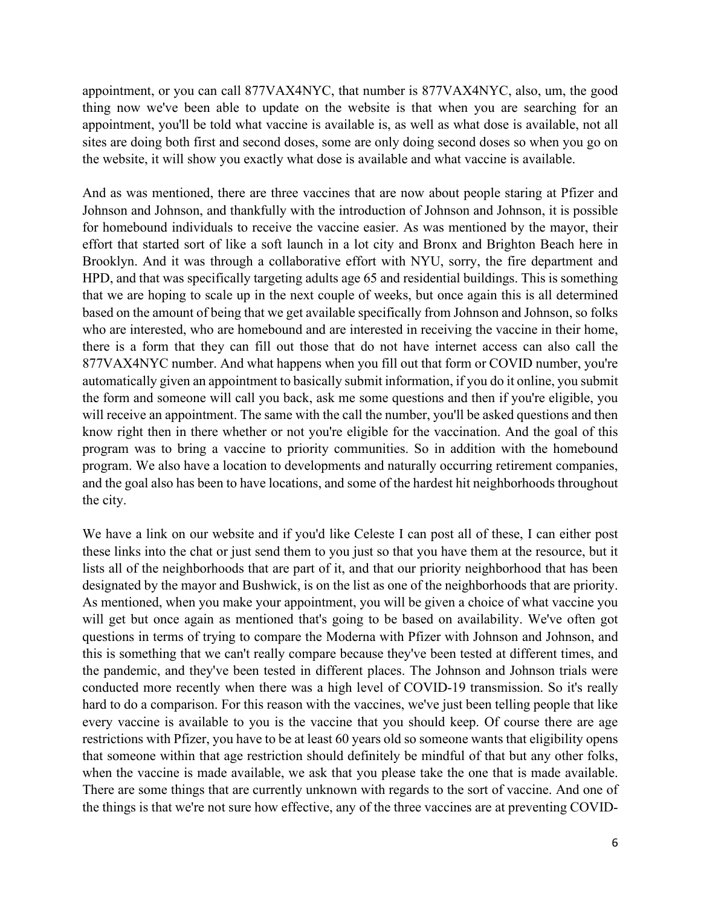appointment, or you can call 877VAX4NYC, that number is 877VAX4NYC, also, um, the good thing now we've been able to update on the website is that when you are searching for an appointment, you'll be told what vaccine is available is, as well as what dose is available, not all sites are doing both first and second doses, some are only doing second doses so when you go on the website, it will show you exactly what dose is available and what vaccine is available.

And as was mentioned, there are three vaccines that are now about people staring at Pfizer and Johnson and Johnson, and thankfully with the introduction of Johnson and Johnson, it is possible for homebound individuals to receive the vaccine easier. As was mentioned by the mayor, their effort that started sort of like a soft launch in a lot city and Bronx and Brighton Beach here in Brooklyn. And it was through a collaborative effort with NYU, sorry, the fire department and HPD, and that was specifically targeting adults age 65 and residential buildings. This is something that we are hoping to scale up in the next couple of weeks, but once again this is all determined based on the amount of being that we get available specifically from Johnson and Johnson, so folks who are interested, who are homebound and are interested in receiving the vaccine in their home, there is a form that they can fill out those that do not have internet access can also call the 877VAX4NYC number. And what happens when you fill out that form or COVID number, you're automatically given an appointment to basically submit information, if you do it online, you submit the form and someone will call you back, ask me some questions and then if you're eligible, you will receive an appointment. The same with the call the number, you'll be asked questions and then know right then in there whether or not you're eligible for the vaccination. And the goal of this program was to bring a vaccine to priority communities. So in addition with the homebound program. We also have a location to developments and naturally occurring retirement companies, and the goal also has been to have locations, and some of the hardest hit neighborhoods throughout the city.

We have a link on our website and if you'd like Celeste I can post all of these, I can either post these links into the chat or just send them to you just so that you have them at the resource, but it lists all of the neighborhoods that are part of it, and that our priority neighborhood that has been designated by the mayor and Bushwick, is on the list as one of the neighborhoods that are priority. As mentioned, when you make your appointment, you will be given a choice of what vaccine you will get but once again as mentioned that's going to be based on availability. We've often got questions in terms of trying to compare the Moderna with Pfizer with Johnson and Johnson, and this is something that we can't really compare because they've been tested at different times, and the pandemic, and they've been tested in different places. The Johnson and Johnson trials were conducted more recently when there was a high level of COVID-19 transmission. So it's really hard to do a comparison. For this reason with the vaccines, we've just been telling people that like every vaccine is available to you is the vaccine that you should keep. Of course there are age restrictions with Pfizer, you have to be at least 60 years old so someone wants that eligibility opens that someone within that age restriction should definitely be mindful of that but any other folks, when the vaccine is made available, we ask that you please take the one that is made available. There are some things that are currently unknown with regards to the sort of vaccine. And one of the things is that we're not sure how effective, any of the three vaccines are at preventing COVID-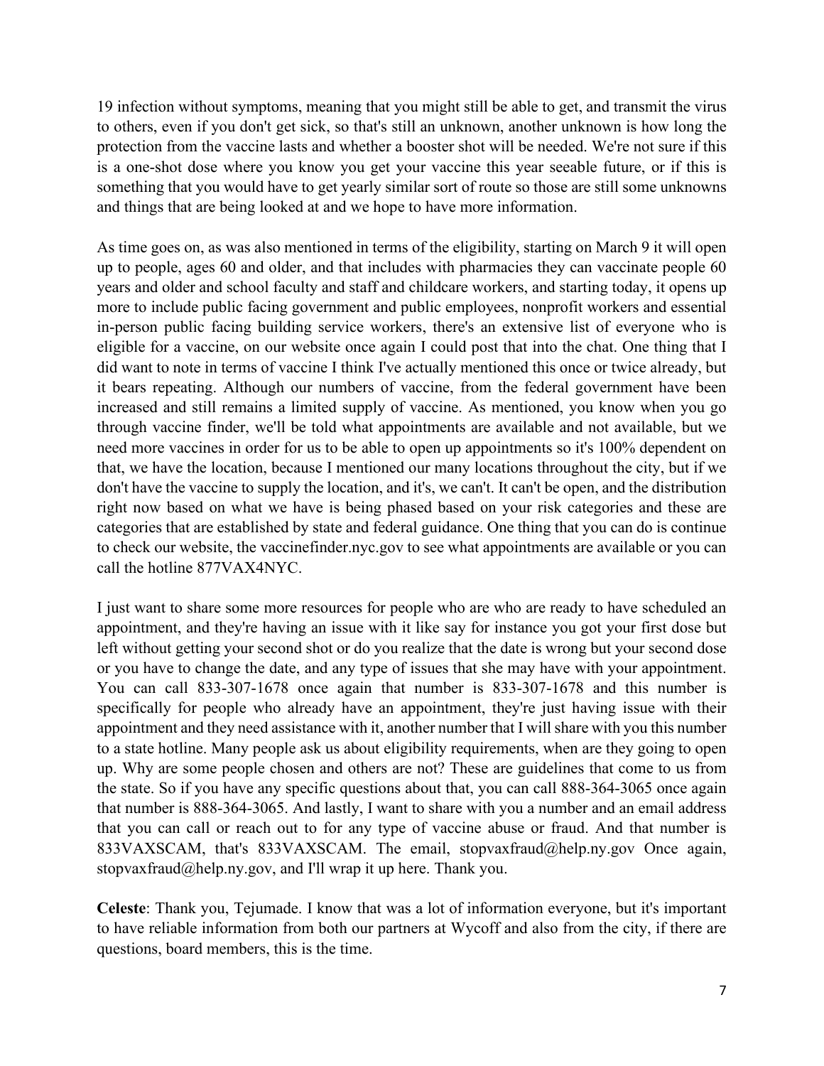19 infection without symptoms, meaning that you might still be able to get, and transmit the virus to others, even if you don't get sick, so that's still an unknown, another unknown is how long the protection from the vaccine lasts and whether a booster shot will be needed. We're not sure if this is a one-shot dose where you know you get your vaccine this year seeable future, or if this is something that you would have to get yearly similar sort of route so those are still some unknowns and things that are being looked at and we hope to have more information.

As time goes on, as was also mentioned in terms of the eligibility, starting on March 9 it will open up to people, ages 60 and older, and that includes with pharmacies they can vaccinate people 60 years and older and school faculty and staff and childcare workers, and starting today, it opens up more to include public facing government and public employees, nonprofit workers and essential in-person public facing building service workers, there's an extensive list of everyone who is eligible for a vaccine, on our website once again I could post that into the chat. One thing that I did want to note in terms of vaccine I think I've actually mentioned this once or twice already, but it bears repeating. Although our numbers of vaccine, from the federal government have been increased and still remains a limited supply of vaccine. As mentioned, you know when you go through vaccine finder, we'll be told what appointments are available and not available, but we need more vaccines in order for us to be able to open up appointments so it's 100% dependent on that, we have the location, because I mentioned our many locations throughout the city, but if we don't have the vaccine to supply the location, and it's, we can't. It can't be open, and the distribution right now based on what we have is being phased based on your risk categories and these are categories that are established by state and federal guidance. One thing that you can do is continue to check our website, the vaccinefinder.nyc.gov to see what appointments are available or you can call the hotline 877VAX4NYC.

I just want to share some more resources for people who are who are ready to have scheduled an appointment, and they're having an issue with it like say for instance you got your first dose but left without getting your second shot or do you realize that the date is wrong but your second dose or you have to change the date, and any type of issues that she may have with your appointment. You can call 833-307-1678 once again that number is 833-307-1678 and this number is specifically for people who already have an appointment, they're just having issue with their appointment and they need assistance with it, another number that I will share with you this number to a state hotline. Many people ask us about eligibility requirements, when are they going to open up. Why are some people chosen and others are not? These are guidelines that come to us from the state. So if you have any specific questions about that, you can call 888-364-3065 once again that number is 888-364-3065. And lastly, I want to share with you a number and an email address that you can call or reach out to for any type of vaccine abuse or fraud. And that number is 833VAXSCAM, that's 833VAXSCAM. The email, stopvaxfraud@help.ny.gov Once again, stopvaxfraud@help.ny.gov, and I'll wrap it up here. Thank you.

**Celeste**: Thank you, Tejumade. I know that was a lot of information everyone, but it's important to have reliable information from both our partners at Wycoff and also from the city, if there are questions, board members, this is the time.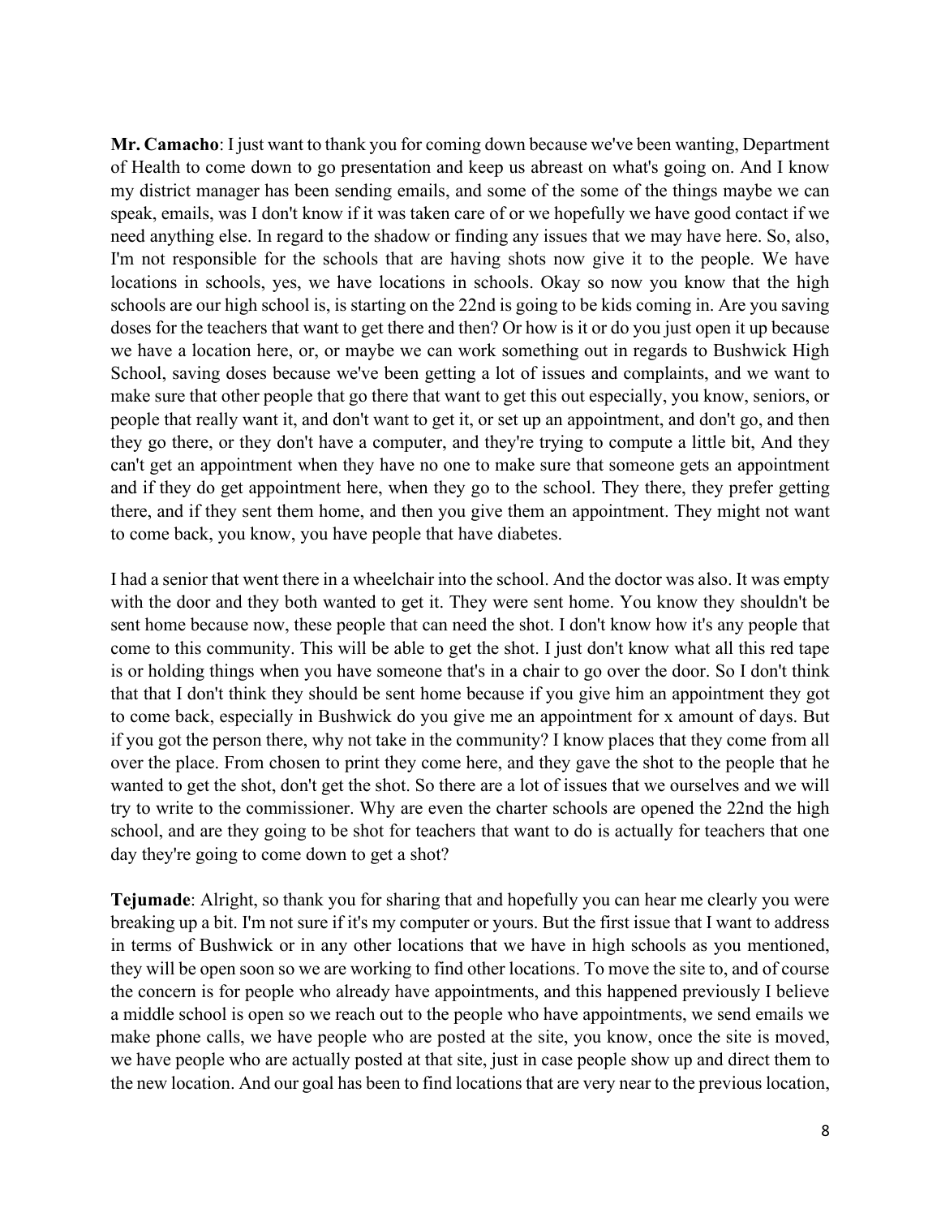**Mr. Camacho**: I just want to thank you for coming down because we've been wanting, Department of Health to come down to go presentation and keep us abreast on what's going on. And I know my district manager has been sending emails, and some of the some of the things maybe we can speak, emails, was I don't know if it was taken care of or we hopefully we have good contact if we need anything else. In regard to the shadow or finding any issues that we may have here. So, also, I'm not responsible for the schools that are having shots now give it to the people. We have locations in schools, yes, we have locations in schools. Okay so now you know that the high schools are our high school is, is starting on the 22nd is going to be kids coming in. Are you saving doses for the teachers that want to get there and then? Or how is it or do you just open it up because we have a location here, or, or maybe we can work something out in regards to Bushwick High School, saving doses because we've been getting a lot of issues and complaints, and we want to make sure that other people that go there that want to get this out especially, you know, seniors, or people that really want it, and don't want to get it, or set up an appointment, and don't go, and then they go there, or they don't have a computer, and they're trying to compute a little bit, And they can't get an appointment when they have no one to make sure that someone gets an appointment and if they do get appointment here, when they go to the school. They there, they prefer getting there, and if they sent them home, and then you give them an appointment. They might not want to come back, you know, you have people that have diabetes.

I had a senior that went there in a wheelchair into the school. And the doctor was also. It was empty with the door and they both wanted to get it. They were sent home. You know they shouldn't be sent home because now, these people that can need the shot. I don't know how it's any people that come to this community. This will be able to get the shot. I just don't know what all this red tape is or holding things when you have someone that's in a chair to go over the door. So I don't think that that I don't think they should be sent home because if you give him an appointment they got to come back, especially in Bushwick do you give me an appointment for x amount of days. But if you got the person there, why not take in the community? I know places that they come from all over the place. From chosen to print they come here, and they gave the shot to the people that he wanted to get the shot, don't get the shot. So there are a lot of issues that we ourselves and we will try to write to the commissioner. Why are even the charter schools are opened the 22nd the high school, and are they going to be shot for teachers that want to do is actually for teachers that one day they're going to come down to get a shot?

**Tejumade**: Alright, so thank you for sharing that and hopefully you can hear me clearly you were breaking up a bit. I'm not sure if it's my computer or yours. But the first issue that I want to address in terms of Bushwick or in any other locations that we have in high schools as you mentioned, they will be open soon so we are working to find other locations. To move the site to, and of course the concern is for people who already have appointments, and this happened previously I believe a middle school is open so we reach out to the people who have appointments, we send emails we make phone calls, we have people who are posted at the site, you know, once the site is moved, we have people who are actually posted at that site, just in case people show up and direct them to the new location. And our goal has been to find locations that are very near to the previous location,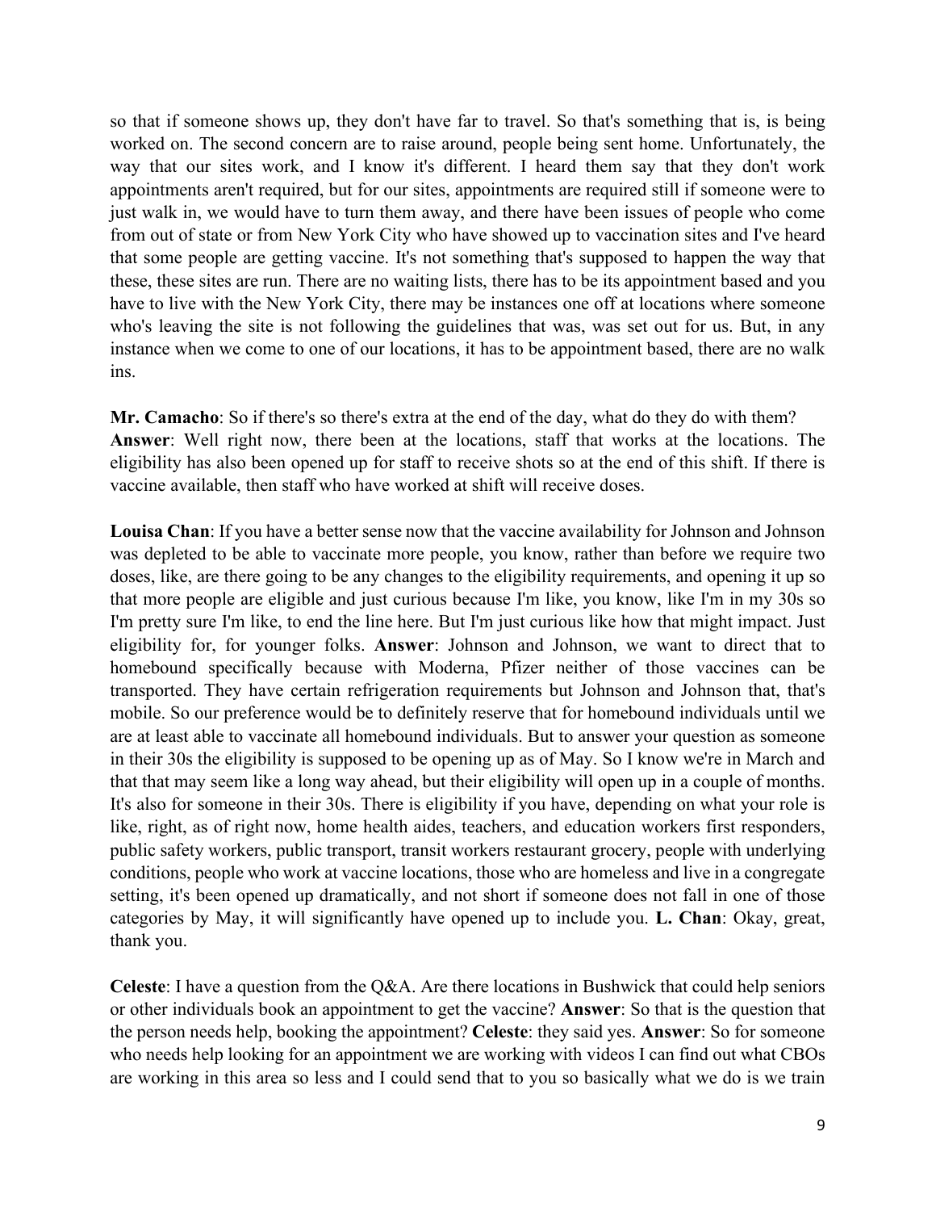so that if someone shows up, they don't have far to travel. So that's something that is, is being worked on. The second concern are to raise around, people being sent home. Unfortunately, the way that our sites work, and I know it's different. I heard them say that they don't work appointments aren't required, but for our sites, appointments are required still if someone were to just walk in, we would have to turn them away, and there have been issues of people who come from out of state or from New York City who have showed up to vaccination sites and I've heard that some people are getting vaccine. It's not something that's supposed to happen the way that these, these sites are run. There are no waiting lists, there has to be its appointment based and you have to live with the New York City, there may be instances one off at locations where someone who's leaving the site is not following the guidelines that was, was set out for us. But, in any instance when we come to one of our locations, it has to be appointment based, there are no walk ins.

**Mr. Camacho**: So if there's so there's extra at the end of the day, what do they do with them?
**Answer**: Well right now, there been at the locations, staff that works at the locations. The eligibility has also been opened up for staff to receive shots so at the end of this shift. If there is vaccine available, then staff who have worked at shift will receive doses.

**Louisa Chan**: If you have a better sense now that the vaccine availability for Johnson and Johnson was depleted to be able to vaccinate more people, you know, rather than before we require two doses, like, are there going to be any changes to the eligibility requirements, and opening it up so that more people are eligible and just curious because I'm like, you know, like I'm in my 30s so I'm pretty sure I'm like, to end the line here. But I'm just curious like how that might impact. Just eligibility for, for younger folks. **Answer**: Johnson and Johnson, we want to direct that to homebound specifically because with Moderna, Pfizer neither of those vaccines can be transported. They have certain refrigeration requirements but Johnson and Johnson that, that's mobile. So our preference would be to definitely reserve that for homebound individuals until we are at least able to vaccinate all homebound individuals. But to answer your question as someone in their 30s the eligibility is supposed to be opening up as of May. So I know we're in March and that that may seem like a long way ahead, but their eligibility will open up in a couple of months. It's also for someone in their 30s. There is eligibility if you have, depending on what your role is like, right, as of right now, home health aides, teachers, and education workers first responders, public safety workers, public transport, transit workers restaurant grocery, people with underlying conditions, people who work at vaccine locations, those who are homeless and live in a congregate setting, it's been opened up dramatically, and not short if someone does not fall in one of those categories by May, it will significantly have opened up to include you. **L. Chan**: Okay, great, thank you.

**Celeste**: I have a question from the Q&A. Are there locations in Bushwick that could help seniors or other individuals book an appointment to get the vaccine? **Answer**: So that is the question that the person needs help, booking the appointment? **Celeste**: they said yes. **Answer**: So for someone who needs help looking for an appointment we are working with videos I can find out what CBOs are working in this area so less and I could send that to you so basically what we do is we train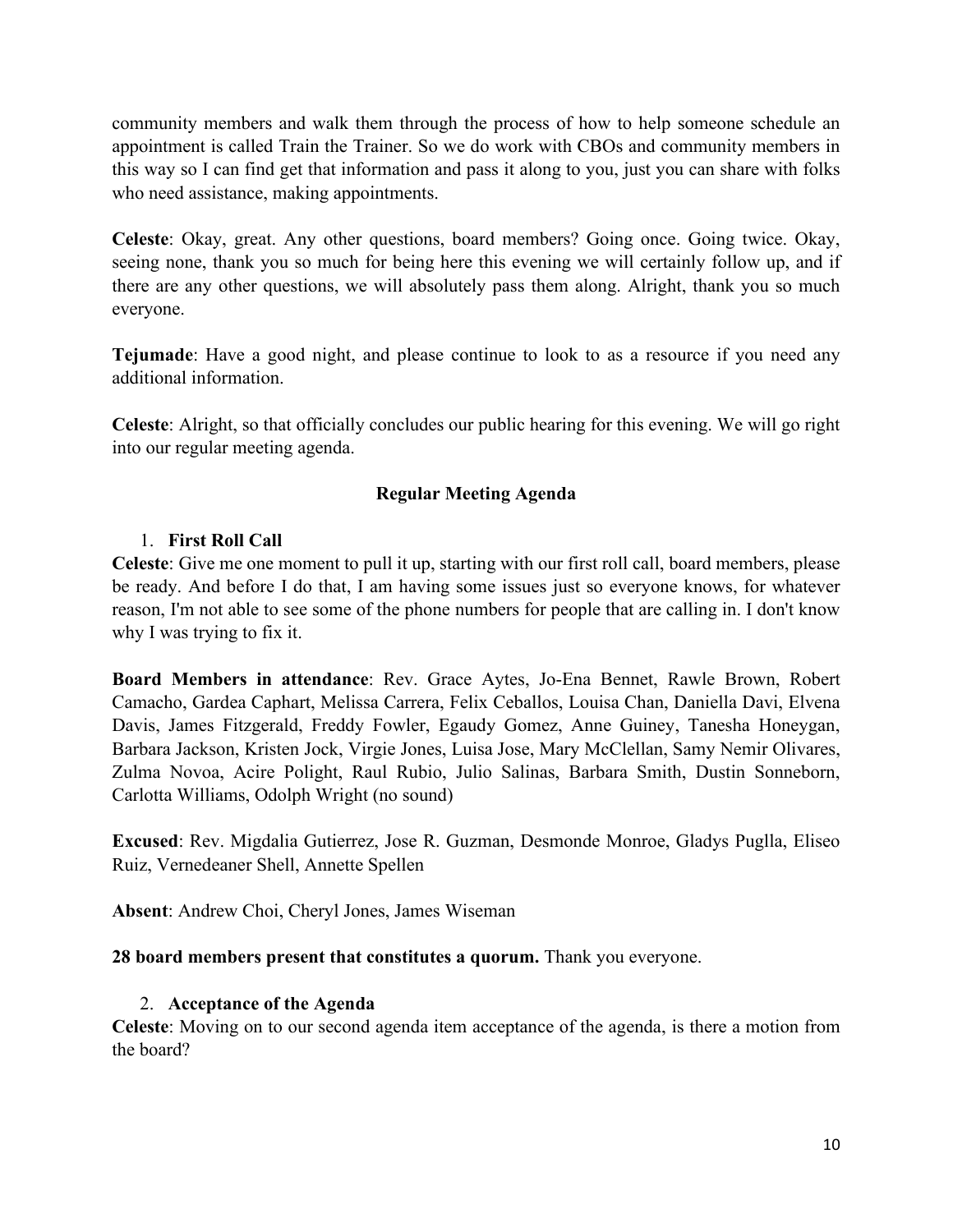community members and walk them through the process of how to help someone schedule an appointment is called Train the Trainer. So we do work with CBOs and community members in this way so I can find get that information and pass it along to you, just you can share with folks who need assistance, making appointments.

**Celeste**: Okay, great. Any other questions, board members? Going once. Going twice. Okay, seeing none, thank you so much for being here this evening we will certainly follow up, and if there are any other questions, we will absolutely pass them along. Alright, thank you so much everyone.

**Tejumade**: Have a good night, and please continue to look to as a resource if you need any additional information.

**Celeste**: Alright, so that officially concludes our public hearing for this evening. We will go right into our regular meeting agenda.

## Regular Meeting Agenda

1. **First Roll Call**

**Celeste**: Give me one moment to pull it up, starting with our first roll call, board members, please be ready. And before I do that, I am having some issues just so everyone knows, for whatever reason, I'm not able to see some of the phone numbers for people that are calling in. I don't know why I was trying to fix it.

**Board Members in attendance**: Rev. Grace Aytes, Jo-Ena Bennet, Rawle Brown, Robert Camacho, Gardea Caphart, Melissa Carrera, Felix Ceballos, Louisa Chan, Daniella Davi, Elvena Davis, James Fitzgerald, Freddy Fowler, Egaudy Gomez, Anne Guiney, Tanesha Honeygan, Barbara Jackson, Kristen Jock, Virgie Jones, Luisa Jose, Mary McClellan, Samy Nemir Olivares, Zulma Novoa, Acire Polight, Raul Rubio, Julio Salinas, Barbara Smith, Dustin Sonneborn, Carlotta Williams, Odolph Wright (no sound)

**Excused**: Rev. Migdalia Gutierrez, Jose R. Guzman, Desmonde Monroe, Gladys Puglla, Eliseo Ruiz, Vernedeaner Shell, Annette Spellen

**Absent**: Andrew Choi, Cheryl Jones, James Wiseman

**28 board members present that constitutes a quorum.** Thank you everyone.

2. **Acceptance of the Agenda**

**Celeste**: Moving on to our second agenda item acceptance of the agenda, is there a motion from the board?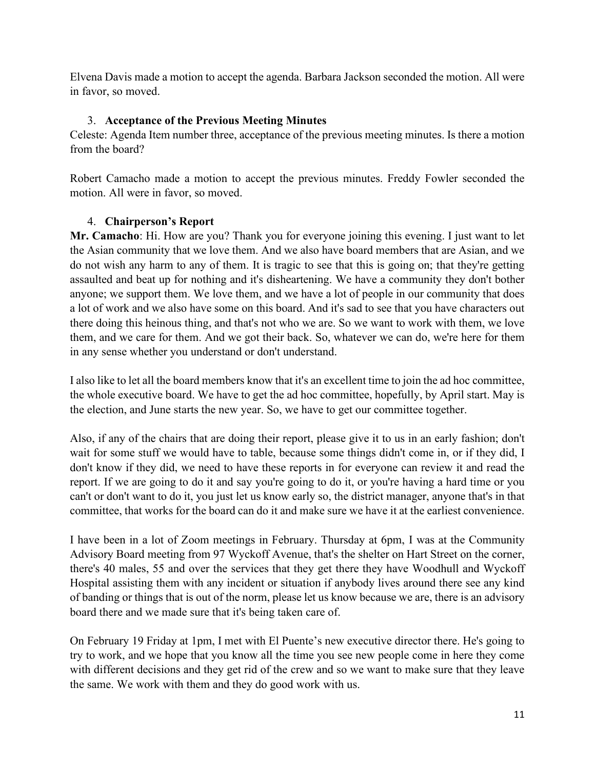Elvena Davis made a motion to accept the agenda. Barbara Jackson seconded the motion. All were in favor, so moved.

3. **Acceptance of the Previous Meeting Minutes**

Celeste: Agenda Item number three, acceptance of the previous meeting minutes. Is there a motion from the board?

Robert Camacho made a motion to accept the previous minutes. Freddy Fowler seconded the motion. All were in favor, so moved.

4. **Chairperson's Report**

**Mr. Camacho**: Hi. How are you? Thank you for everyone joining this evening. I just want to let the Asian community that we love them. And we also have board members that are Asian, and we do not wish any harm to any of them. It is tragic to see that this is going on; that they're getting assaulted and beat up for nothing and it's disheartening. We have a community they don't bother anyone; we support them. We love them, and we have a lot of people in our community that does a lot of work and we also have some on this board. And it's sad to see that you have characters out there doing this heinous thing, and that's not who we are. So we want to work with them, we love them, and we care for them. And we got their back. So, whatever we can do, we're here for them in any sense whether you understand or don't understand.

I also like to let all the board members know that it's an excellent time to join the ad hoc committee, the whole executive board. We have to get the ad hoc committee, hopefully, by April start. May is the election, and June starts the new year. So, we have to get our committee together.

Also, if any of the chairs that are doing their report, please give it to us in an early fashion; don't wait for some stuff we would have to table, because some things didn't come in, or if they did, I don't know if they did, we need to have these reports in for everyone can review it and read the report. If we are going to do it and say you're going to do it, or you're having a hard time or you can't or don't want to do it, you just let us know early so, the district manager, anyone that's in that committee, that works for the board can do it and make sure we have it at the earliest convenience.

I have been in a lot of Zoom meetings in February. Thursday at 6pm, I was at the Community Advisory Board meeting from 97 Wyckoff Avenue, that's the shelter on Hart Street on the corner, there's 40 males, 55 and over the services that they get there they have Woodhull and Wyckoff Hospital assisting them with any incident or situation if anybody lives around there see any kind of banding or things that is out of the norm, please let us know because we are, there is an advisory board there and we made sure that it's being taken care of.

On February 19 Friday at 1pm, I met with El Puente's new executive director there. He's going to try to work, and we hope that you know all the time you see new people come in here they come with different decisions and they get rid of the crew and so we want to make sure that they leave the same. We work with them and they do good work with us.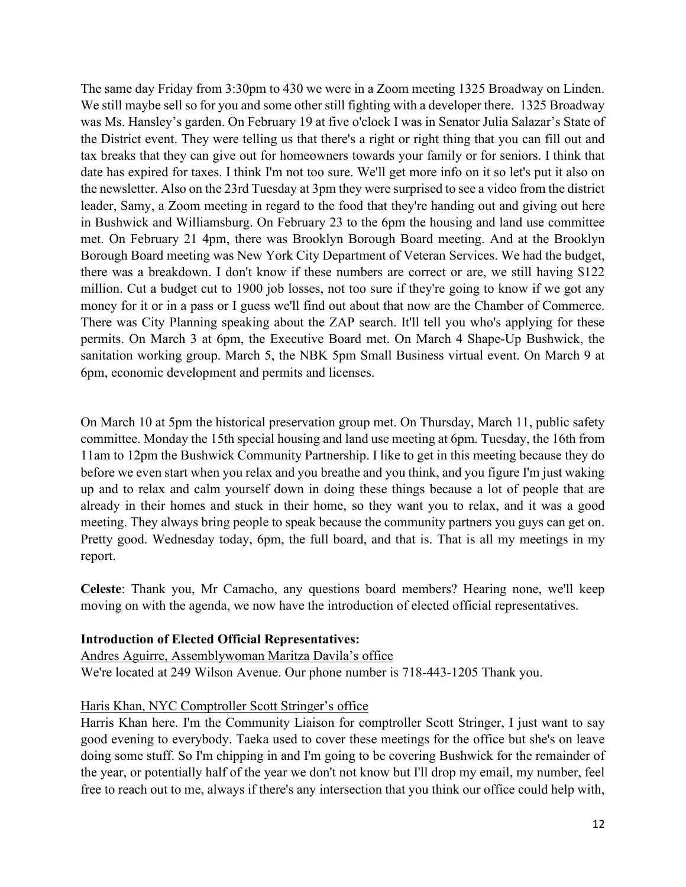The same day Friday from 3:30pm to 430 we were in a Zoom meeting 1325 Broadway on Linden. We still maybe sell so for you and some other still fighting with a developer there. 1325 Broadway was Ms. Hansley's garden. On February 19 at five o'clock I was in Senator Julia Salazar's State of the District event. They were telling us that there's a right or right thing that you can fill out and tax breaks that they can give out for homeowners towards your family or for seniors. I think that date has expired for taxes. I think I'm not too sure. We'll get more info on it so let's put it also on the newsletter. Also on the 23rd Tuesday at 3pm they were surprised to see a video from the district leader, Samy, a Zoom meeting in regard to the food that they're handing out and giving out here in Bushwick and Williamsburg. On February 23 to the 6pm the housing and land use committee met. On February 21 4pm, there was Brooklyn Borough Board meeting. And at the Brooklyn Borough Board meeting was New York City Department of Veteran Services. We had the budget, there was a breakdown. I don't know if these numbers are correct or are, we still having $122 million. Cut a budget cut to 1900 job losses, not too sure if they're going to know if we got any money for it or in a pass or I guess we'll find out about that now are the Chamber of Commerce. There was City Planning speaking about the ZAP search. It'll tell you who's applying for these permits. On March 3 at 6pm, the Executive Board met. On March 4 Shape-Up Bushwick, the sanitation working group. March 5, the NBK 5pm Small Business virtual event. On March 9 at 6pm, economic development and permits and licenses.

On March 10 at 5pm the historical preservation group met. On Thursday, March 11, public safety committee. Monday the 15th special housing and land use meeting at 6pm. Tuesday, the 16th from 11am to 12pm the Bushwick Community Partnership. I like to get in this meeting because they do before we even start when you relax and you breathe and you think, and you figure I'm just waking up and to relax and calm yourself down in doing these things because a lot of people that are already in their homes and stuck in their home, so they want you to relax, and it was a good meeting. They always bring people to speak because the community partners you guys can get on. Pretty good. Wednesday today, 6pm, the full board, and that is. That is all my meetings in my report.

**Celeste**: Thank you, Mr Camacho, any questions board members? Hearing none, we'll keep moving on with the agenda, we now have the introduction of elected official representatives.

**Introduction of Elected Official Representatives:**

Andres Aguirre, Assemblywoman Maritza Davila's office

We're located at 249 Wilson Avenue. Our phone number is 718-443-1205 Thank you.

Haris Khan, NYC Comptroller Scott Stringer's office

Harris Khan here. I'm the Community Liaison for comptroller Scott Stringer, I just want to say good evening to everybody. Taeka used to cover these meetings for the office but she's on leave doing some stuff. So I'm chipping in and I'm going to be covering Bushwick for the remainder of the year, or potentially half of the year we don't not know but I'll drop my email, my number, feel free to reach out to me, always if there's any intersection that you think our office could help with,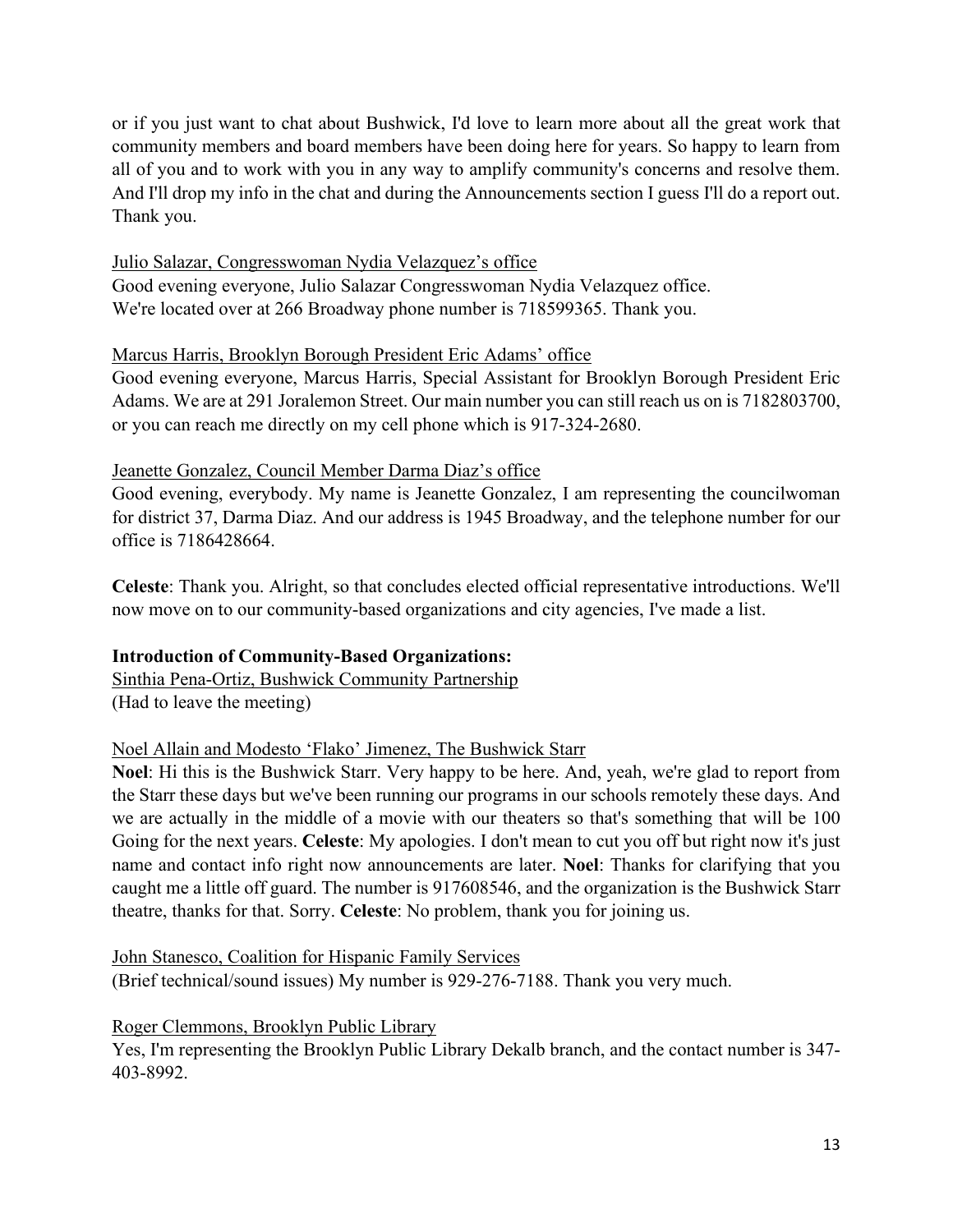or if you just want to chat about Bushwick, I'd love to learn more about all the great work that community members and board members have been doing here for years. So happy to learn from all of you and to work with you in any way to amplify community's concerns and resolve them. And I'll drop my info in the chat and during the Announcements section I guess I'll do a report out. Thank you.

Julio Salazar, Congresswoman Nydia Velazquez's office

Good evening everyone, Julio Salazar Congresswoman Nydia Velazquez office. We're located over at 266 Broadway phone number is 718599365. Thank you.

Marcus Harris, Brooklyn Borough President Eric Adams' office

Good evening everyone, Marcus Harris, Special Assistant for Brooklyn Borough President Eric Adams. We are at 291 Joralemon Street. Our main number you can still reach us on is 7182803700, or you can reach me directly on my cell phone which is 917-324-2680.

Jeanette Gonzalez, Council Member Darma Diaz's office

Good evening, everybody. My name is Jeanette Gonzalez, I am representing the councilwoman for district 37, Darma Diaz. And our address is 1945 Broadway, and the telephone number for our office is 7186428664.

**Celeste**: Thank you. Alright, so that concludes elected official representative introductions. We'll now move on to our community-based organizations and city agencies, I've made a list.

**Introduction of Community-Based Organizations:**

Sinthia Pena-Ortiz, Bushwick Community Partnership

(Had to leave the meeting)

Noel Allain and Modesto 'Flako' Jimenez, The Bushwick Starr

**Noel**: Hi this is the Bushwick Starr. Very happy to be here. And, yeah, we're glad to report from the Starr these days but we've been running our programs in our schools remotely these days. And we are actually in the middle of a movie with our theaters so that's something that will be 100 Going for the next years. **Celeste**: My apologies. I don't mean to cut you off but right now it's just name and contact info right now announcements are later. **Noel**: Thanks for clarifying that you caught me a little off guard. The number is 917608546, and the organization is the Bushwick Starr theatre, thanks for that. Sorry. **Celeste**: No problem, thank you for joining us.

John Stanesco, Coalition for Hispanic Family Services

(Brief technical/sound issues) My number is 929-276-7188. Thank you very much.

Roger Clemmons, Brooklyn Public Library

Yes, I'm representing the Brooklyn Public Library Dekalb branch, and the contact number is 347-403-8992.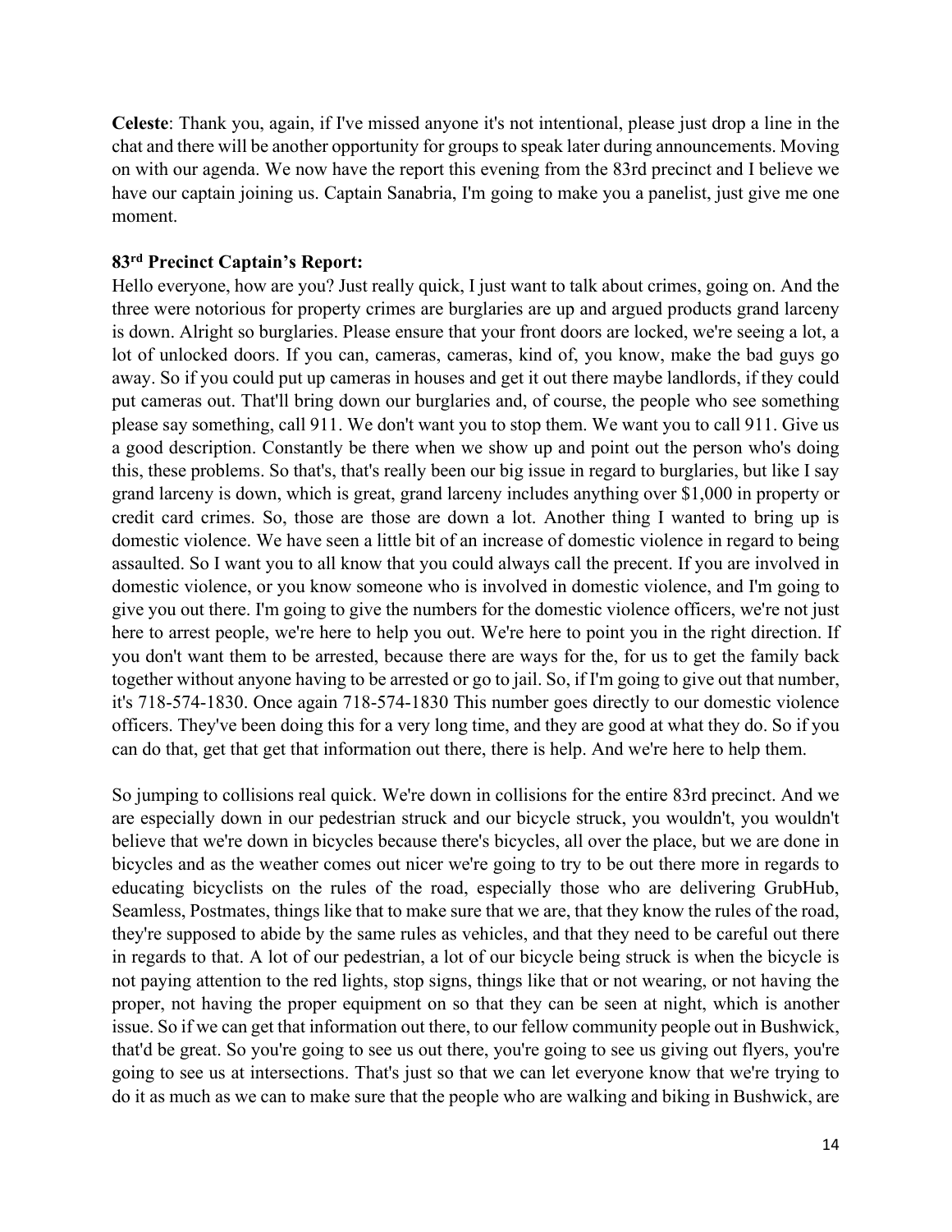**Celeste**: Thank you, again, if I've missed anyone it's not intentional, please just drop a line in the chat and there will be another opportunity for groups to speak later during announcements. Moving on with our agenda. We now have the report this evening from the 83rd precinct and I believe we have our captain joining us. Captain Sanabria, I'm going to make you a panelist, just give me one moment.

**83rd Precinct Captain's Report:**

Hello everyone, how are you? Just really quick, I just want to talk about crimes, going on. And the three were notorious for property crimes are burglaries are up and argued products grand larceny is down. Alright so burglaries. Please ensure that your front doors are locked, we're seeing a lot, a lot of unlocked doors. If you can, cameras, cameras, kind of, you know, make the bad guys go away. So if you could put up cameras in houses and get it out there maybe landlords, if they could put cameras out. That'll bring down our burglaries and, of course, the people who see something please say something, call 911. We don't want you to stop them. We want you to call 911. Give us a good description. Constantly be there when we show up and point out the person who's doing this, these problems. So that's, that's really been our big issue in regard to burglaries, but like I say grand larceny is down, which is great, grand larceny includes anything over $1,000 in property or credit card crimes. So, those are those are down a lot. Another thing I wanted to bring up is domestic violence. We have seen a little bit of an increase of domestic violence in regard to being assaulted. So I want you to all know that you could always call the precent. If you are involved in domestic violence, or you know someone who is involved in domestic violence, and I'm going to give you out there. I'm going to give the numbers for the domestic violence officers, we're not just here to arrest people, we're here to help you out. We're here to point you in the right direction. If you don't want them to be arrested, because there are ways for the, for us to get the family back together without anyone having to be arrested or go to jail. So, if I'm going to give out that number, it's 718-574-1830. Once again 718-574-1830 This number goes directly to our domestic violence officers. They've been doing this for a very long time, and they are good at what they do. So if you can do that, get that get that information out there, there is help. And we're here to help them.

So jumping to collisions real quick. We're down in collisions for the entire 83rd precinct. And we are especially down in our pedestrian struck and our bicycle struck, you wouldn't, you wouldn't believe that we're down in bicycles because there's bicycles, all over the place, but we are done in bicycles and as the weather comes out nicer we're going to try to be out there more in regards to educating bicyclists on the rules of the road, especially those who are delivering GrubHub, Seamless, Postmates, things like that to make sure that we are, that they know the rules of the road, they're supposed to abide by the same rules as vehicles, and that they need to be careful out there in regards to that. A lot of our pedestrian, a lot of our bicycle being struck is when the bicycle is not paying attention to the red lights, stop signs, things like that or not wearing, or not having the proper, not having the proper equipment on so that they can be seen at night, which is another issue. So if we can get that information out there, to our fellow community people out in Bushwick, that'd be great. So you're going to see us out there, you're going to see us giving out flyers, you're going to see us at intersections. That's just so that we can let everyone know that we're trying to do it as much as we can to make sure that the people who are walking and biking in Bushwick, are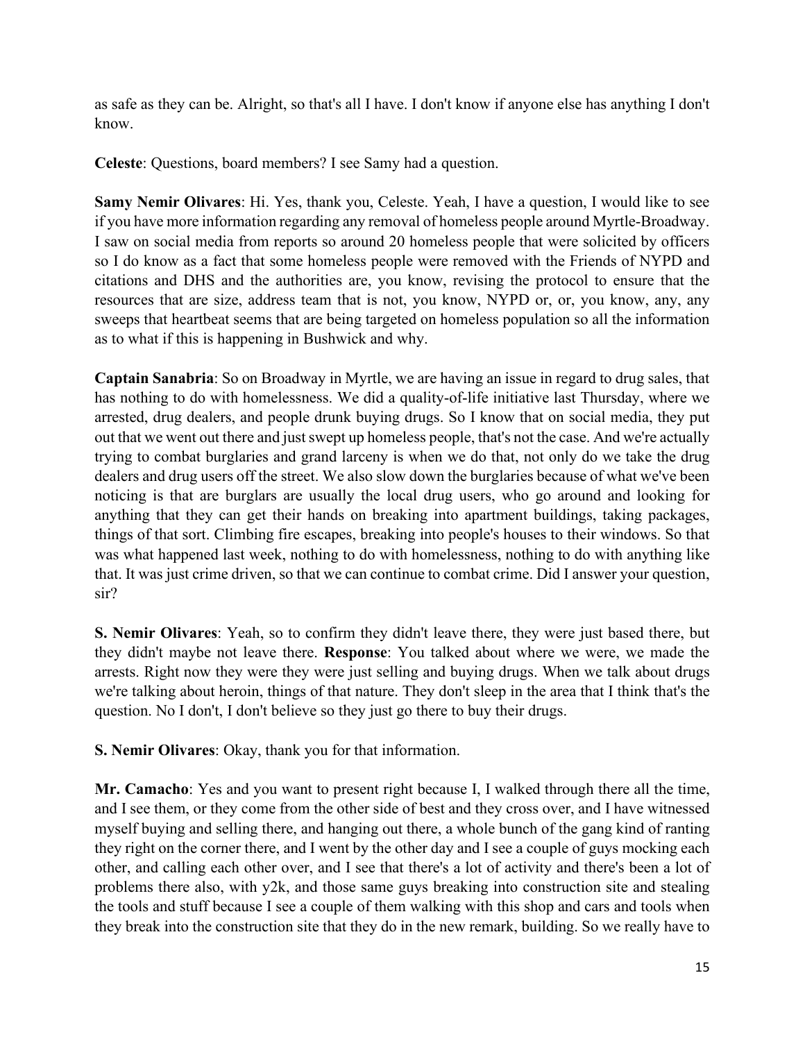as safe as they can be. Alright, so that's all I have. I don't know if anyone else has anything I don't know.

**Celeste**: Questions, board members? I see Samy had a question.

**Samy Nemir Olivares**: Hi. Yes, thank you, Celeste. Yeah, I have a question, I would like to see if you have more information regarding any removal of homeless people around Myrtle-Broadway. I saw on social media from reports so around 20 homeless people that were solicited by officers so I do know as a fact that some homeless people were removed with the Friends of NYPD and citations and DHS and the authorities are, you know, revising the protocol to ensure that the resources that are size, address team that is not, you know, NYPD or, or, you know, any, any sweeps that heartbeat seems that are being targeted on homeless population so all the information as to what if this is happening in Bushwick and why.

**Captain Sanabria**: So on Broadway in Myrtle, we are having an issue in regard to drug sales, that has nothing to do with homelessness. We did a quality-of-life initiative last Thursday, where we arrested, drug dealers, and people drunk buying drugs. So I know that on social media, they put out that we went out there and just swept up homeless people, that's not the case. And we're actually trying to combat burglaries and grand larceny is when we do that, not only do we take the drug dealers and drug users off the street. We also slow down the burglaries because of what we've been noticing is that are burglars are usually the local drug users, who go around and looking for anything that they can get their hands on breaking into apartment buildings, taking packages, things of that sort. Climbing fire escapes, breaking into people's houses to their windows. So that was what happened last week, nothing to do with homelessness, nothing to do with anything like that. It was just crime driven, so that we can continue to combat crime. Did I answer your question, sir?

**S. Nemir Olivares**: Yeah, so to confirm they didn't leave there, they were just based there, but they didn't maybe not leave there. **Response**: You talked about where we were, we made the arrests. Right now they were they were just selling and buying drugs. When we talk about drugs we're talking about heroin, things of that nature. They don't sleep in the area that I think that's the question. No I don't, I don't believe so they just go there to buy their drugs.

**S. Nemir Olivares**: Okay, thank you for that information.

**Mr. Camacho**: Yes and you want to present right because I, I walked through there all the time, and I see them, or they come from the other side of best and they cross over, and I have witnessed myself buying and selling there, and hanging out there, a whole bunch of the gang kind of ranting they right on the corner there, and I went by the other day and I see a couple of guys mocking each other, and calling each other over, and I see that there's a lot of activity and there's been a lot of problems there also, with y2k, and those same guys breaking into construction site and stealing the tools and stuff because I see a couple of them walking with this shop and cars and tools when they break into the construction site that they do in the new remark, building. So we really have to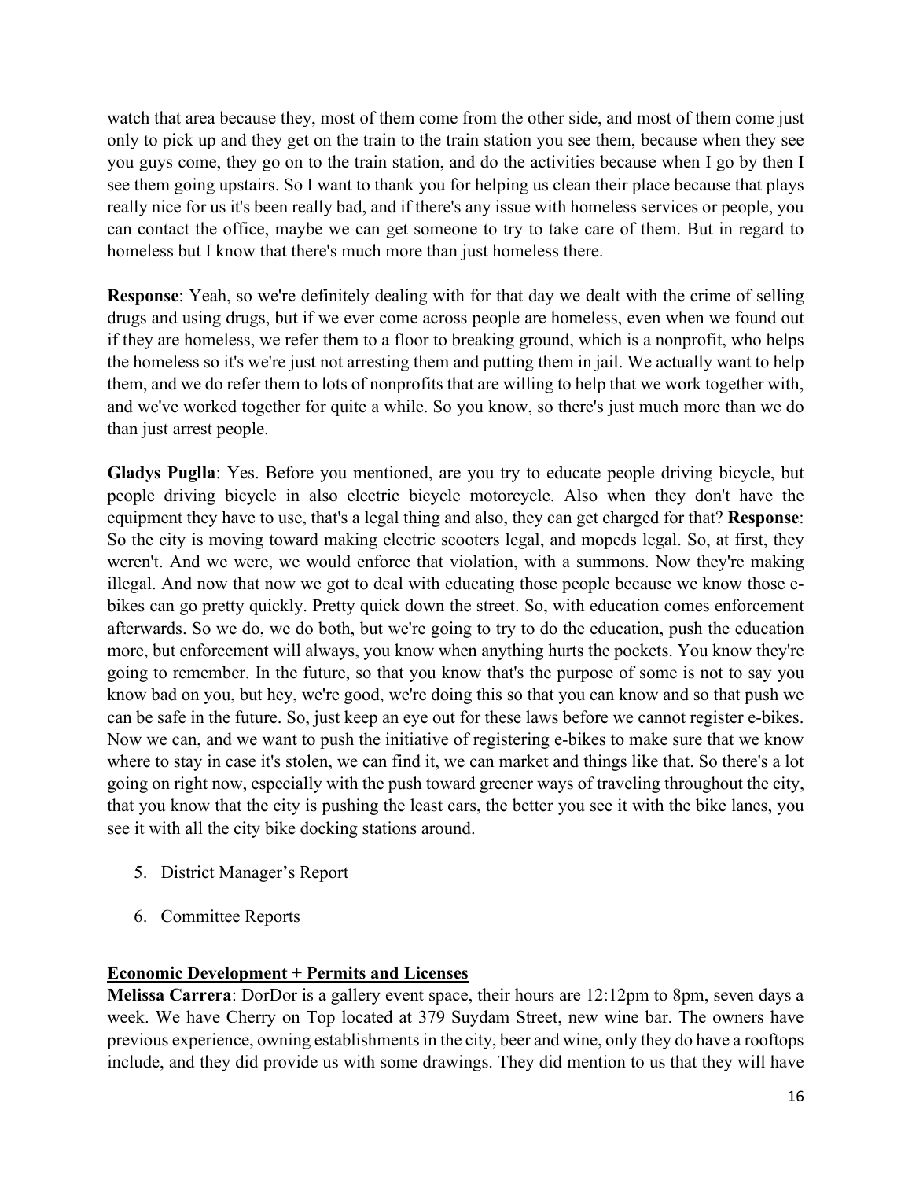watch that area because they, most of them come from the other side, and most of them come just only to pick up and they get on the train to the train station you see them, because when they see you guys come, they go on to the train station, and do the activities because when I go by then I see them going upstairs. So I want to thank you for helping us clean their place because that plays really nice for us it's been really bad, and if there's any issue with homeless services or people, you can contact the office, maybe we can get someone to try to take care of them. But in regard to homeless but I know that there's much more than just homeless there.

**Response**: Yeah, so we're definitely dealing with for that day we dealt with the crime of selling drugs and using drugs, but if we ever come across people are homeless, even when we found out if they are homeless, we refer them to a floor to breaking ground, which is a nonprofit, who helps the homeless so it's we're just not arresting them and putting them in jail. We actually want to help them, and we do refer them to lots of nonprofits that are willing to help that we work together with, and we've worked together for quite a while. So you know, so there's just much more than we do than just arrest people.

**Gladys Puglla**: Yes. Before you mentioned, are you try to educate people driving bicycle, but people driving bicycle in also electric bicycle motorcycle. Also when they don't have the equipment they have to use, that's a legal thing and also, they can get charged for that? **Response**: So the city is moving toward making electric scooters legal, and mopeds legal. So, at first, they weren't. And we were, we would enforce that violation, with a summons. Now they're making illegal. And now that now we got to deal with educating those people because we know those e-bikes can go pretty quickly. Pretty quick down the street. So, with education comes enforcement afterwards. So we do, we do both, but we're going to try to do the education, push the education more, but enforcement will always, you know when anything hurts the pockets. You know they're going to remember. In the future, so that you know that's the purpose of some is not to say you know bad on you, but hey, we're good, we're doing this so that you can know and so that push we can be safe in the future. So, just keep an eye out for these laws before we cannot register e-bikes. Now we can, and we want to push the initiative of registering e-bikes to make sure that we know where to stay in case it's stolen, we can find it, we can market and things like that. So there's a lot going on right now, especially with the push toward greener ways of traveling throughout the city, that you know that the city is pushing the least cars, the better you see it with the bike lanes, you see it with all the city bike docking stations around.

5. District Manager's Report

6. Committee Reports

**<u>Economic Development + Permits and Licenses</u>**

**Melissa Carrera**: DorDor is a gallery event space, their hours are 12:12pm to 8pm, seven days a week. We have Cherry on Top located at 379 Suydam Street, new wine bar. The owners have previous experience, owning establishments in the city, beer and wine, only they do have a rooftops include, and they did provide us with some drawings. They did mention to us that they will have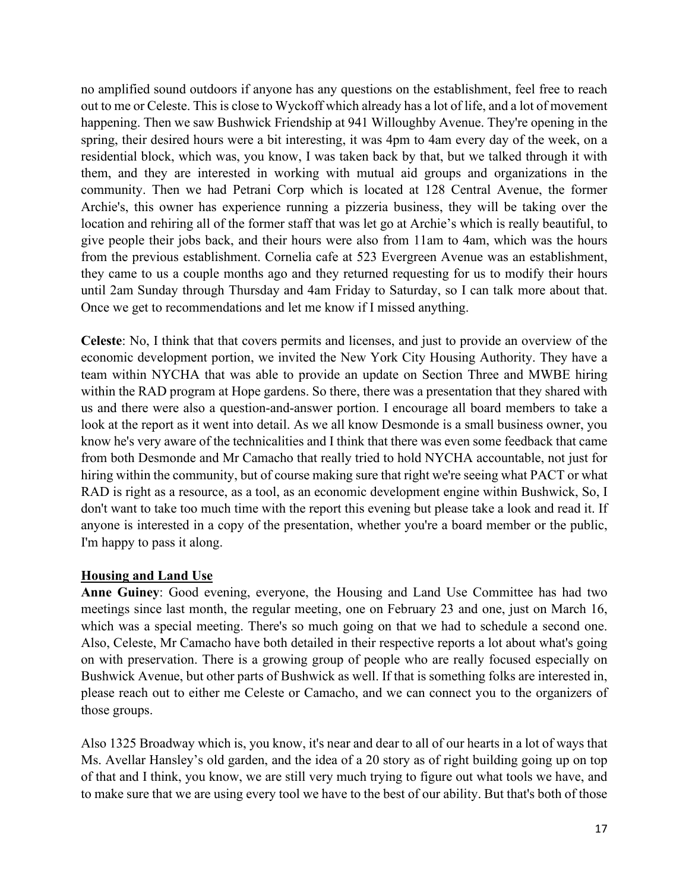no amplified sound outdoors if anyone has any questions on the establishment, feel free to reach out to me or Celeste. This is close to Wyckoff which already has a lot of life, and a lot of movement happening. Then we saw Bushwick Friendship at 941 Willoughby Avenue. They're opening in the spring, their desired hours were a bit interesting, it was 4pm to 4am every day of the week, on a residential block, which was, you know, I was taken back by that, but we talked through it with them, and they are interested in working with mutual aid groups and organizations in the community. Then we had Petrani Corp which is located at 128 Central Avenue, the former Archie's, this owner has experience running a pizzeria business, they will be taking over the location and rehiring all of the former staff that was let go at Archie's which is really beautiful, to give people their jobs back, and their hours were also from 11am to 4am, which was the hours from the previous establishment. Cornelia cafe at 523 Evergreen Avenue was an establishment, they came to us a couple months ago and they returned requesting for us to modify their hours until 2am Sunday through Thursday and 4am Friday to Saturday, so I can talk more about that. Once we get to recommendations and let me know if I missed anything.

**Celeste**: No, I think that that covers permits and licenses, and just to provide an overview of the economic development portion, we invited the New York City Housing Authority. They have a team within NYCHA that was able to provide an update on Section Three and MWBE hiring within the RAD program at Hope gardens. So there, there was a presentation that they shared with us and there were also a question-and-answer portion. I encourage all board members to take a look at the report as it went into detail. As we all know Desmonde is a small business owner, you know he's very aware of the technicalities and I think that there was even some feedback that came from both Desmonde and Mr Camacho that really tried to hold NYCHA accountable, not just for hiring within the community, but of course making sure that right we're seeing what PACT or what RAD is right as a resource, as a tool, as an economic development engine within Bushwick, So, I don't want to take too much time with the report this evening but please take a look and read it. If anyone is interested in a copy of the presentation, whether you're a board member or the public, I'm happy to pass it along.

## Housing and Land Use

**Anne Guiney**: Good evening, everyone, the Housing and Land Use Committee has had two meetings since last month, the regular meeting, one on February 23 and one, just on March 16, which was a special meeting. There's so much going on that we had to schedule a second one. Also, Celeste, Mr Camacho have both detailed in their respective reports a lot about what's going on with preservation. There is a growing group of people who are really focused especially on Bushwick Avenue, but other parts of Bushwick as well. If that is something folks are interested in, please reach out to either me Celeste or Camacho, and we can connect you to the organizers of those groups.

Also 1325 Broadway which is, you know, it's near and dear to all of our hearts in a lot of ways that Ms. Avellar Hansley's old garden, and the idea of a 20 story as of right building going up on top of that and I think, you know, we are still very much trying to figure out what tools we have, and to make sure that we are using every tool we have to the best of our ability. But that's both of those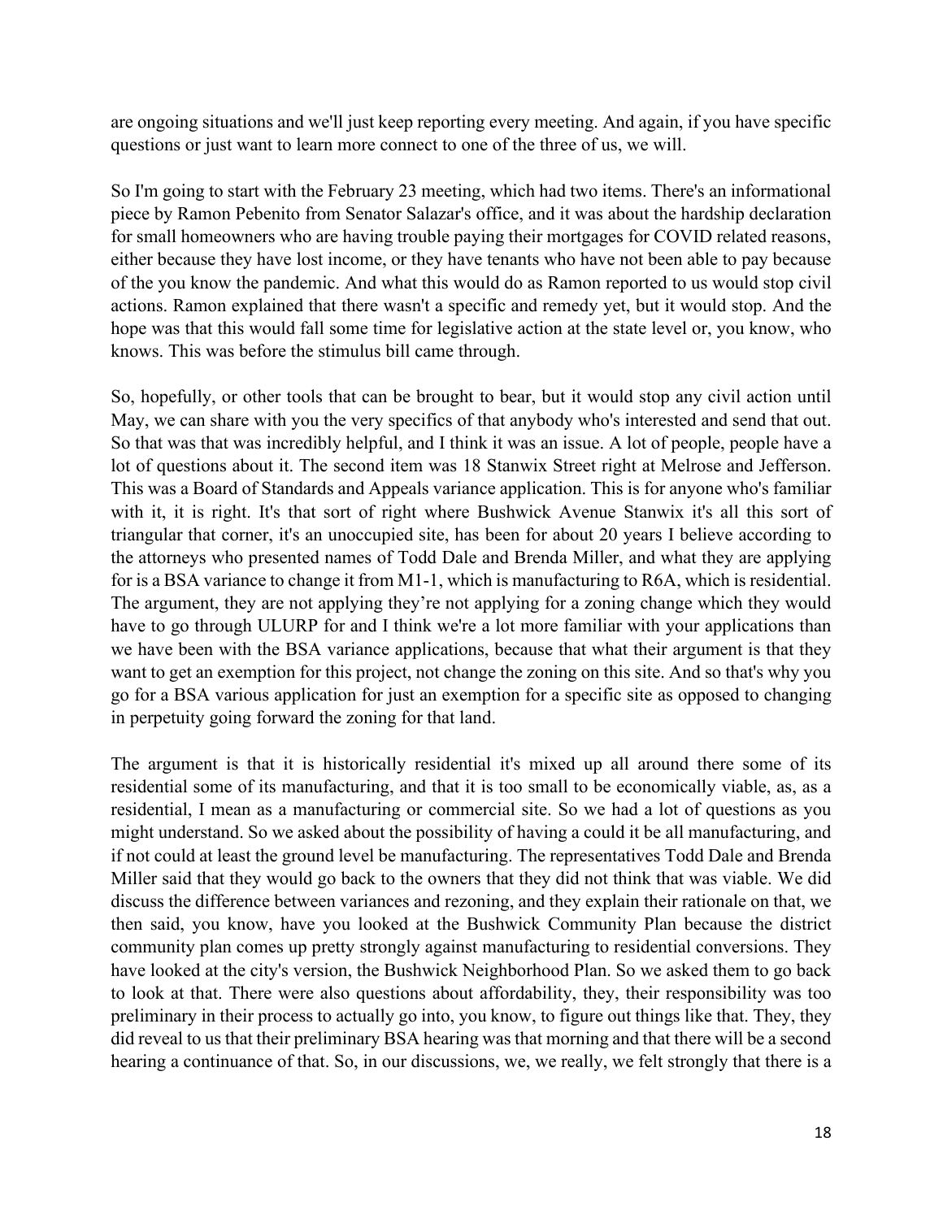are ongoing situations and we'll just keep reporting every meeting. And again, if you have specific questions or just want to learn more connect to one of the three of us, we will.

So I'm going to start with the February 23 meeting, which had two items. There's an informational piece by Ramon Pebenito from Senator Salazar's office, and it was about the hardship declaration for small homeowners who are having trouble paying their mortgages for COVID related reasons, either because they have lost income, or they have tenants who have not been able to pay because of the you know the pandemic. And what this would do as Ramon reported to us would stop civil actions. Ramon explained that there wasn't a specific and remedy yet, but it would stop. And the hope was that this would fall some time for legislative action at the state level or, you know, who knows. This was before the stimulus bill came through.

So, hopefully, or other tools that can be brought to bear, but it would stop any civil action until May, we can share with you the very specifics of that anybody who's interested and send that out. So that was that was incredibly helpful, and I think it was an issue. A lot of people, people have a lot of questions about it. The second item was 18 Stanwix Street right at Melrose and Jefferson. This was a Board of Standards and Appeals variance application. This is for anyone who's familiar with it, it is right. It's that sort of right where Bushwick Avenue Stanwix it's all this sort of triangular that corner, it's an unoccupied site, has been for about 20 years I believe according to the attorneys who presented names of Todd Dale and Brenda Miller, and what they are applying for is a BSA variance to change it from M1-1, which is manufacturing to R6A, which is residential. The argument, they are not applying they're not applying for a zoning change which they would have to go through ULURP for and I think we're a lot more familiar with your applications than we have been with the BSA variance applications, because that what their argument is that they want to get an exemption for this project, not change the zoning on this site. And so that's why you go for a BSA various application for just an exemption for a specific site as opposed to changing in perpetuity going forward the zoning for that land.

The argument is that it is historically residential it's mixed up all around there some of its residential some of its manufacturing, and that it is too small to be economically viable, as, as a residential, I mean as a manufacturing or commercial site. So we had a lot of questions as you might understand. So we asked about the possibility of having a could it be all manufacturing, and if not could at least the ground level be manufacturing. The representatives Todd Dale and Brenda Miller said that they would go back to the owners that they did not think that was viable. We did discuss the difference between variances and rezoning, and they explain their rationale on that, we then said, you know, have you looked at the Bushwick Community Plan because the district community plan comes up pretty strongly against manufacturing to residential conversions. They have looked at the city's version, the Bushwick Neighborhood Plan. So we asked them to go back to look at that. There were also questions about affordability, they, their responsibility was too preliminary in their process to actually go into, you know, to figure out things like that. They, they did reveal to us that their preliminary BSA hearing was that morning and that there will be a second hearing a continuance of that. So, in our discussions, we, we really, we felt strongly that there is a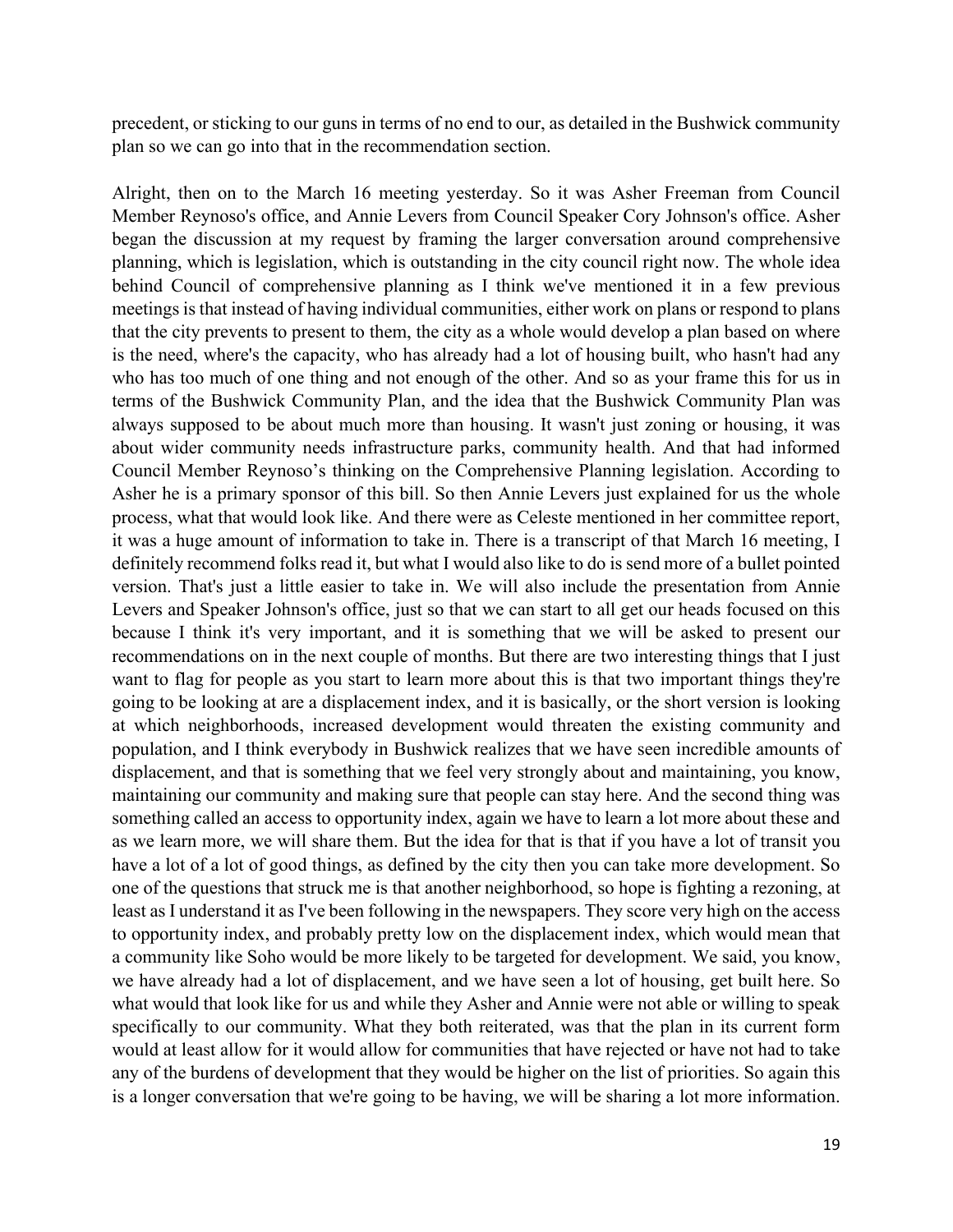precedent, or sticking to our guns in terms of no end to our, as detailed in the Bushwick community plan so we can go into that in the recommendation section.

Alright, then on to the March 16 meeting yesterday. So it was Asher Freeman from Council Member Reynoso's office, and Annie Levers from Council Speaker Cory Johnson's office. Asher began the discussion at my request by framing the larger conversation around comprehensive planning, which is legislation, which is outstanding in the city council right now. The whole idea behind Council of comprehensive planning as I think we've mentioned it in a few previous meetings is that instead of having individual communities, either work on plans or respond to plans that the city prevents to present to them, the city as a whole would develop a plan based on where is the need, where's the capacity, who has already had a lot of housing built, who hasn't had any who has too much of one thing and not enough of the other. And so as your frame this for us in terms of the Bushwick Community Plan, and the idea that the Bushwick Community Plan was always supposed to be about much more than housing. It wasn't just zoning or housing, it was about wider community needs infrastructure parks, community health. And that had informed Council Member Reynoso's thinking on the Comprehensive Planning legislation. According to Asher he is a primary sponsor of this bill. So then Annie Levers just explained for us the whole process, what that would look like. And there were as Celeste mentioned in her committee report, it was a huge amount of information to take in. There is a transcript of that March 16 meeting, I definitely recommend folks read it, but what I would also like to do is send more of a bullet pointed version. That's just a little easier to take in. We will also include the presentation from Annie Levers and Speaker Johnson's office, just so that we can start to all get our heads focused on this because I think it's very important, and it is something that we will be asked to present our recommendations on in the next couple of months. But there are two interesting things that I just want to flag for people as you start to learn more about this is that two important things they're going to be looking at are a displacement index, and it is basically, or the short version is looking at which neighborhoods, increased development would threaten the existing community and population, and I think everybody in Bushwick realizes that we have seen incredible amounts of displacement, and that is something that we feel very strongly about and maintaining, you know, maintaining our community and making sure that people can stay here. And the second thing was something called an access to opportunity index, again we have to learn a lot more about these and as we learn more, we will share them. But the idea for that is that if you have a lot of transit you have a lot of a lot of good things, as defined by the city then you can take more development. So one of the questions that struck me is that another neighborhood, so hope is fighting a rezoning, at least as I understand it as I've been following in the newspapers. They score very high on the access to opportunity index, and probably pretty low on the displacement index, which would mean that a community like Soho would be more likely to be targeted for development. We said, you know, we have already had a lot of displacement, and we have seen a lot of housing, get built here. So what would that look like for us and while they Asher and Annie were not able or willing to speak specifically to our community. What they both reiterated, was that the plan in its current form would at least allow for it would allow for communities that have rejected or have not had to take any of the burdens of development that they would be higher on the list of priorities. So again this is a longer conversation that we're going to be having, we will be sharing a lot more information.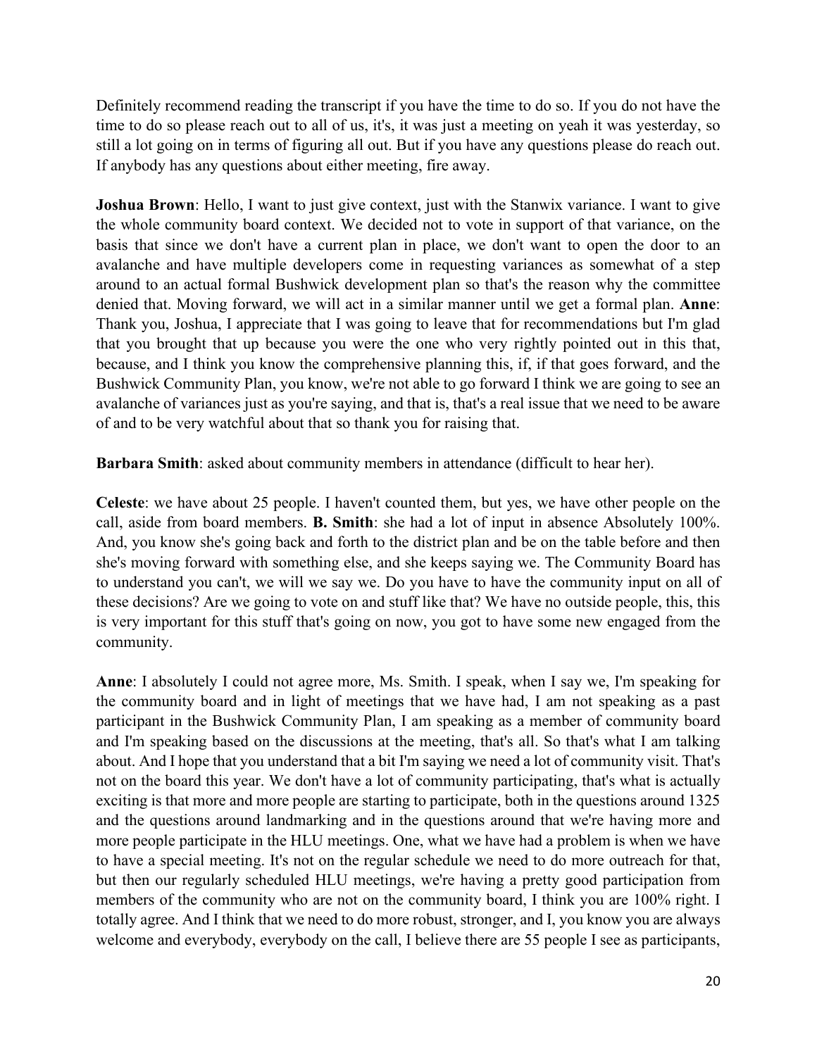Definitely recommend reading the transcript if you have the time to do so. If you do not have the time to do so please reach out to all of us, it's, it was just a meeting on yeah it was yesterday, so still a lot going on in terms of figuring all out. But if you have any questions please do reach out. If anybody has any questions about either meeting, fire away.

**Joshua Brown**: Hello, I want to just give context, just with the Stanwix variance. I want to give the whole community board context. We decided not to vote in support of that variance, on the basis that since we don't have a current plan in place, we don't want to open the door to an avalanche and have multiple developers come in requesting variances as somewhat of a step around to an actual formal Bushwick development plan so that's the reason why the committee denied that. Moving forward, we will act in a similar manner until we get a formal plan. **Anne**: Thank you, Joshua, I appreciate that I was going to leave that for recommendations but I'm glad that you brought that up because you were the one who very rightly pointed out in this that, because, and I think you know the comprehensive planning this, if, if that goes forward, and the Bushwick Community Plan, you know, we're not able to go forward I think we are going to see an avalanche of variances just as you're saying, and that is, that's a real issue that we need to be aware of and to be very watchful about that so thank you for raising that.

**Barbara Smith**: asked about community members in attendance (difficult to hear her).

**Celeste**: we have about 25 people. I haven't counted them, but yes, we have other people on the call, aside from board members. **B. Smith**: she had a lot of input in absence Absolutely 100%. And, you know she's going back and forth to the district plan and be on the table before and then she's moving forward with something else, and she keeps saying we. The Community Board has to understand you can't, we will we say we. Do you have to have the community input on all of these decisions? Are we going to vote on and stuff like that? We have no outside people, this, this is very important for this stuff that's going on now, you got to have some new engaged from the community.

**Anne**: I absolutely I could not agree more, Ms. Smith. I speak, when I say we, I'm speaking for the community board and in light of meetings that we have had, I am not speaking as a past participant in the Bushwick Community Plan, I am speaking as a member of community board and I'm speaking based on the discussions at the meeting, that's all. So that's what I am talking about. And I hope that you understand that a bit I'm saying we need a lot of community visit. That's not on the board this year. We don't have a lot of community participating, that's what is actually exciting is that more and more people are starting to participate, both in the questions around 1325 and the questions around landmarking and in the questions around that we're having more and more people participate in the HLU meetings. One, what we have had a problem is when we have to have a special meeting. It's not on the regular schedule we need to do more outreach for that, but then our regularly scheduled HLU meetings, we're having a pretty good participation from members of the community who are not on the community board, I think you are 100% right. I totally agree. And I think that we need to do more robust, stronger, and I, you know you are always welcome and everybody, everybody on the call, I believe there are 55 people I see as participants,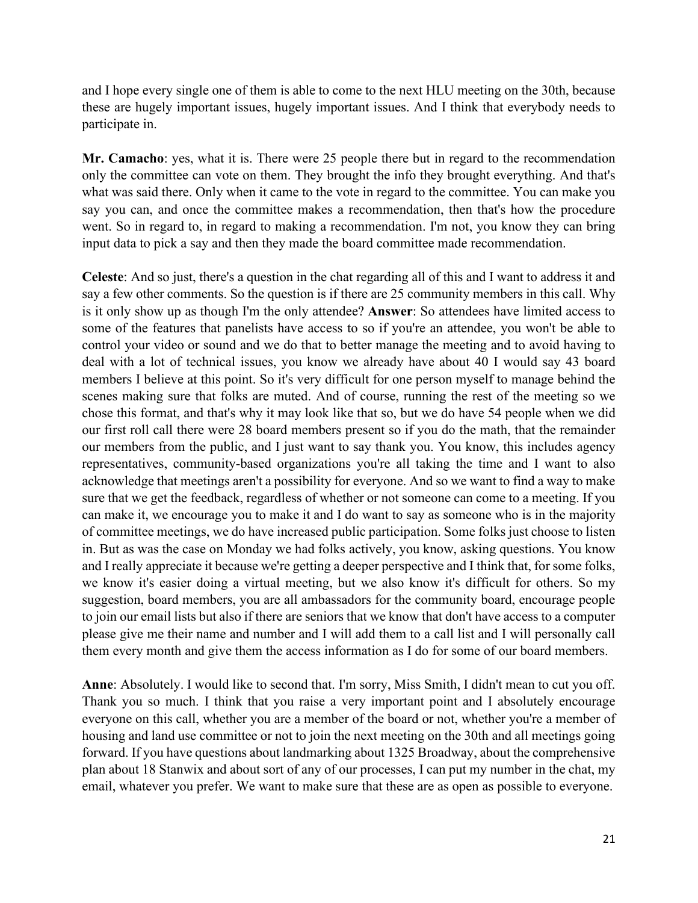and I hope every single one of them is able to come to the next HLU meeting on the 30th, because these are hugely important issues, hugely important issues. And I think that everybody needs to participate in.

**Mr. Camacho**: yes, what it is. There were 25 people there but in regard to the recommendation only the committee can vote on them. They brought the info they brought everything. And that's what was said there. Only when it came to the vote in regard to the committee. You can make you say you can, and once the committee makes a recommendation, then that's how the procedure went. So in regard to, in regard to making a recommendation. I'm not, you know they can bring input data to pick a say and then they made the board committee made recommendation.

**Celeste**: And so just, there's a question in the chat regarding all of this and I want to address it and say a few other comments. So the question is if there are 25 community members in this call. Why is it only show up as though I'm the only attendee? **Answer**: So attendees have limited access to some of the features that panelists have access to so if you're an attendee, you won't be able to control your video or sound and we do that to better manage the meeting and to avoid having to deal with a lot of technical issues, you know we already have about 40 I would say 43 board members I believe at this point. So it's very difficult for one person myself to manage behind the scenes making sure that folks are muted. And of course, running the rest of the meeting so we chose this format, and that's why it may look like that so, but we do have 54 people when we did our first roll call there were 28 board members present so if you do the math, that the remainder our members from the public, and I just want to say thank you. You know, this includes agency representatives, community-based organizations you're all taking the time and I want to also acknowledge that meetings aren't a possibility for everyone. And so we want to find a way to make sure that we get the feedback, regardless of whether or not someone can come to a meeting. If you can make it, we encourage you to make it and I do want to say as someone who is in the majority of committee meetings, we do have increased public participation. Some folks just choose to listen in. But as was the case on Monday we had folks actively, you know, asking questions. You know and I really appreciate it because we're getting a deeper perspective and I think that, for some folks, we know it's easier doing a virtual meeting, but we also know it's difficult for others. So my suggestion, board members, you are all ambassadors for the community board, encourage people to join our email lists but also if there are seniors that we know that don't have access to a computer please give me their name and number and I will add them to a call list and I will personally call them every month and give them the access information as I do for some of our board members.

**Anne**: Absolutely. I would like to second that. I'm sorry, Miss Smith, I didn't mean to cut you off. Thank you so much. I think that you raise a very important point and I absolutely encourage everyone on this call, whether you are a member of the board or not, whether you're a member of housing and land use committee or not to join the next meeting on the 30th and all meetings going forward. If you have questions about landmarking about 1325 Broadway, about the comprehensive plan about 18 Stanwix and about sort of any of our processes, I can put my number in the chat, my email, whatever you prefer. We want to make sure that these are as open as possible to everyone.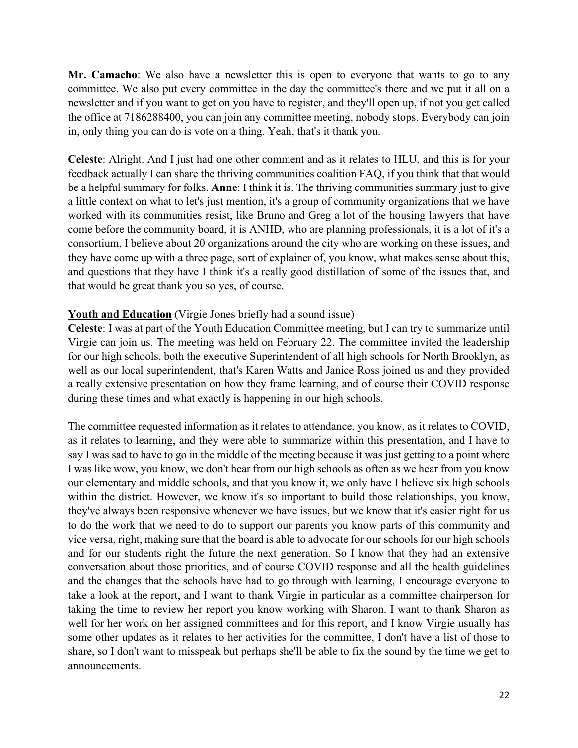**Mr. Camacho**: We also have a newsletter this is open to everyone that wants to go to any committee. We also put every committee in the day the committee's there and we put it all on a newsletter and if you want to get on you have to register, and they'll open up, if not you get called the office at 7186288400, you can join any committee meeting, nobody stops. Everybody can join in, only thing you can do is vote on a thing. Yeah, that's it thank you.

**Celeste**: Alright. And I just had one other comment and as it relates to HLU, and this is for your feedback actually I can share the thriving communities coalition FAQ, if you think that that would be a helpful summary for folks. **Anne**: I think it is. The thriving communities summary just to give a little context on what to let's just mention, it's a group of community organizations that we have worked with its communities resist, like Bruno and Greg a lot of the housing lawyers that have come before the community board, it is ANHD, who are planning professionals, it is a lot of it's a consortium, I believe about 20 organizations around the city who are working on these issues, and they have come up with a three page, sort of explainer of, you know, what makes sense about this, and questions that they have I think it's a really good distillation of some of the issues that, and that would be great thank you so yes, of course.

<u>**Youth and Education**</u> (Virgie Jones briefly had a sound issue)

**Celeste**: I was at part of the Youth Education Committee meeting, but I can try to summarize until Virgie can join us. The meeting was held on February 22. The committee invited the leadership for our high schools, both the executive Superintendent of all high schools for North Brooklyn, as well as our local superintendent, that's Karen Watts and Janice Ross joined us and they provided a really extensive presentation on how they frame learning, and of course their COVID response during these times and what exactly is happening in our high schools.

The committee requested information as it relates to attendance, you know, as it relates to COVID, as it relates to learning, and they were able to summarize within this presentation, and I have to say I was sad to have to go in the middle of the meeting because it was just getting to a point where I was like wow, you know, we don't hear from our high schools as often as we hear from you know our elementary and middle schools, and that you know it, we only have I believe six high schools within the district. However, we know it's so important to build those relationships, you know, they've always been responsive whenever we have issues, but we know that it's easier right for us to do the work that we need to do to support our parents you know parts of this community and vice versa, right, making sure that the board is able to advocate for our schools for our high schools and for our students right the future the next generation. So I know that they had an extensive conversation about those priorities, and of course COVID response and all the health guidelines and the changes that the schools have had to go through with learning, I encourage everyone to take a look at the report, and I want to thank Virgie in particular as a committee chairperson for taking the time to review her report you know working with Sharon. I want to thank Sharon as well for her work on her assigned committees and for this report, and I know Virgie usually has some other updates as it relates to her activities for the committee, I don't have a list of those to share, so I don't want to misspeak but perhaps she'll be able to fix the sound by the time we get to announcements.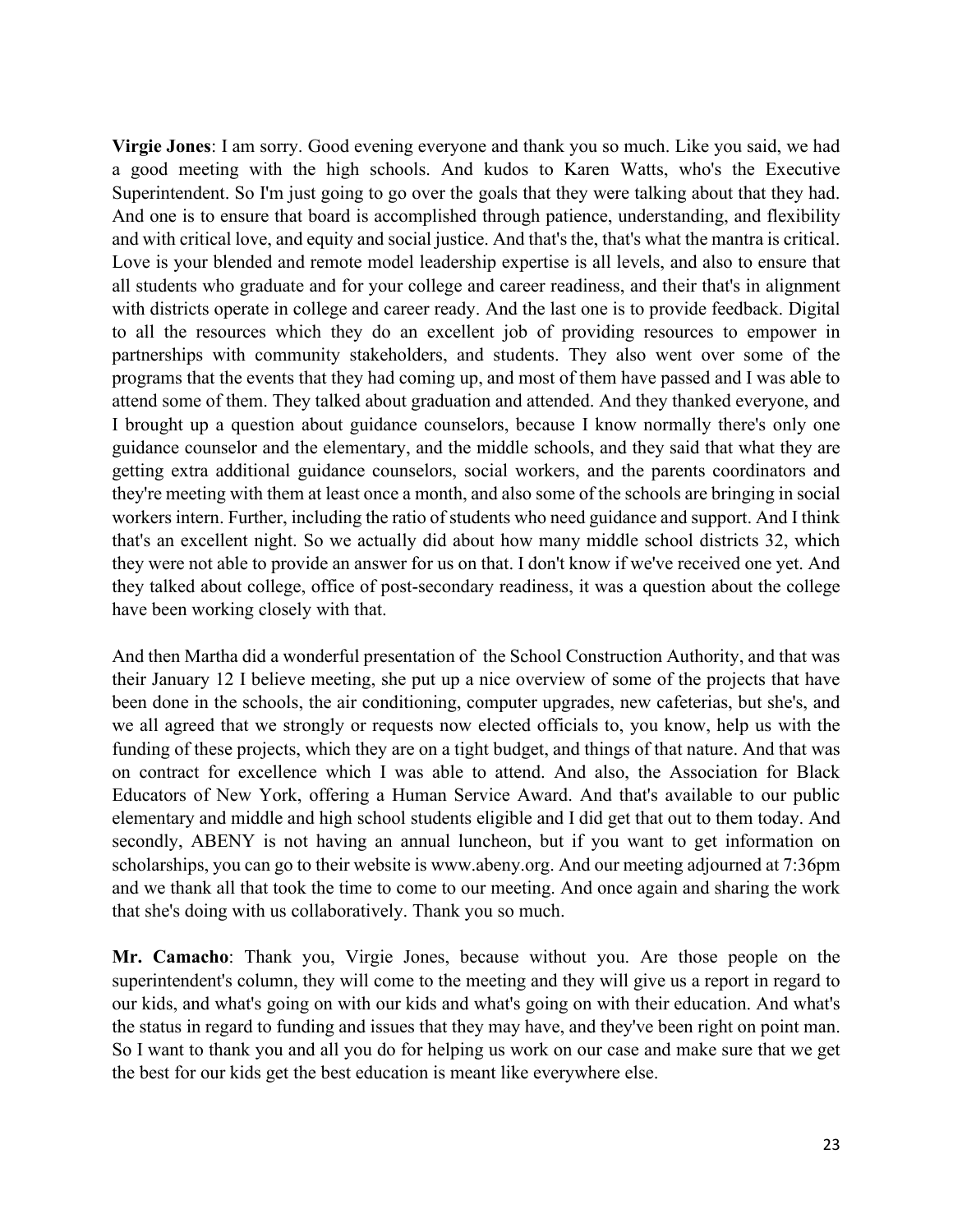**Virgie Jones**: I am sorry. Good evening everyone and thank you so much. Like you said, we had a good meeting with the high schools. And kudos to Karen Watts, who's the Executive Superintendent. So I'm just going to go over the goals that they were talking about that they had. And one is to ensure that board is accomplished through patience, understanding, and flexibility and with critical love, and equity and social justice. And that's the, that's what the mantra is critical. Love is your blended and remote model leadership expertise is all levels, and also to ensure that all students who graduate and for your college and career readiness, and their that's in alignment with districts operate in college and career ready. And the last one is to provide feedback. Digital to all the resources which they do an excellent job of providing resources to empower in partnerships with community stakeholders, and students. They also went over some of the programs that the events that they had coming up, and most of them have passed and I was able to attend some of them. They talked about graduation and attended. And they thanked everyone, and I brought up a question about guidance counselors, because I know normally there's only one guidance counselor and the elementary, and the middle schools, and they said that what they are getting extra additional guidance counselors, social workers, and the parents coordinators and they're meeting with them at least once a month, and also some of the schools are bringing in social workers intern. Further, including the ratio of students who need guidance and support. And I think that's an excellent night. So we actually did about how many middle school districts 32, which they were not able to provide an answer for us on that. I don't know if we've received one yet. And they talked about college, office of post-secondary readiness, it was a question about the college have been working closely with that.

And then Martha did a wonderful presentation of the School Construction Authority, and that was their January 12 I believe meeting, she put up a nice overview of some of the projects that have been done in the schools, the air conditioning, computer upgrades, new cafeterias, but she's, and we all agreed that we strongly or requests now elected officials to, you know, help us with the funding of these projects, which they are on a tight budget, and things of that nature. And that was on contract for excellence which I was able to attend. And also, the Association for Black Educators of New York, offering a Human Service Award. And that's available to our public elementary and middle and high school students eligible and I did get that out to them today. And secondly, ABENY is not having an annual luncheon, but if you want to get information on scholarships, you can go to their website is www.abeny.org. And our meeting adjourned at 7:36pm and we thank all that took the time to come to our meeting. And once again and sharing the work that she's doing with us collaboratively. Thank you so much.

**Mr. Camacho**: Thank you, Virgie Jones, because without you. Are those people on the superintendent's column, they will come to the meeting and they will give us a report in regard to our kids, and what's going on with our kids and what's going on with their education. And what's the status in regard to funding and issues that they may have, and they've been right on point man. So I want to thank you and all you do for helping us work on our case and make sure that we get the best for our kids get the best education is meant like everywhere else.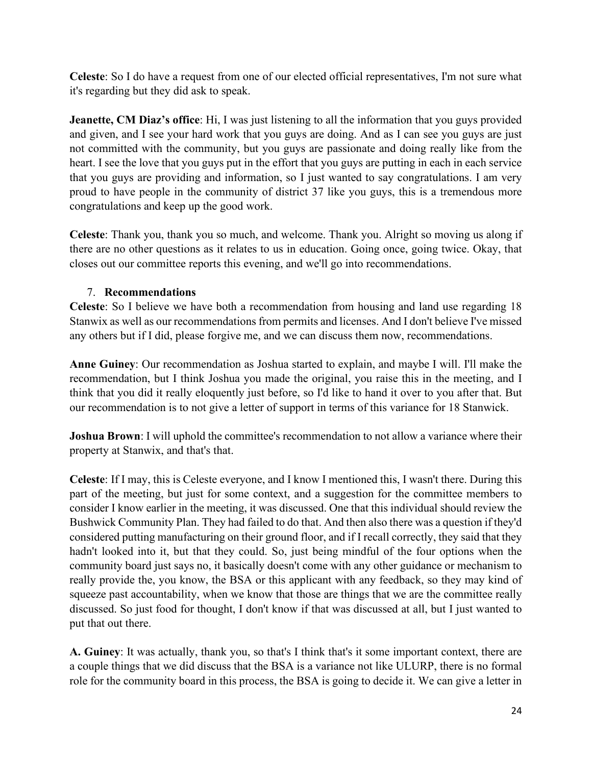**Celeste**: So I do have a request from one of our elected official representatives, I'm not sure what it's regarding but they did ask to speak.

**Jeanette, CM Diaz's office**: Hi, I was just listening to all the information that you guys provided and given, and I see your hard work that you guys are doing. And as I can see you guys are just not committed with the community, but you guys are passionate and doing really like from the heart. I see the love that you guys put in the effort that you guys are putting in each in each service that you guys are providing and information, so I just wanted to say congratulations. I am very proud to have people in the community of district 37 like you guys, this is a tremendous more congratulations and keep up the good work.

**Celeste**: Thank you, thank you so much, and welcome. Thank you. Alright so moving us along if there are no other questions as it relates to us in education. Going once, going twice. Okay, that closes out our committee reports this evening, and we'll go into recommendations.

7. **Recommendations**

**Celeste**: So I believe we have both a recommendation from housing and land use regarding 18 Stanwix as well as our recommendations from permits and licenses. And I don't believe I've missed any others but if I did, please forgive me, and we can discuss them now, recommendations.

**Anne Guiney**: Our recommendation as Joshua started to explain, and maybe I will. I'll make the recommendation, but I think Joshua you made the original, you raise this in the meeting, and I think that you did it really eloquently just before, so I'd like to hand it over to you after that. But our recommendation is to not give a letter of support in terms of this variance for 18 Stanwick.

**Joshua Brown**: I will uphold the committee's recommendation to not allow a variance where their property at Stanwix, and that's that.

**Celeste**: If I may, this is Celeste everyone, and I know I mentioned this, I wasn't there. During this part of the meeting, but just for some context, and a suggestion for the committee members to consider I know earlier in the meeting, it was discussed. One that this individual should review the Bushwick Community Plan. They had failed to do that. And then also there was a question if they'd considered putting manufacturing on their ground floor, and if I recall correctly, they said that they hadn't looked into it, but that they could. So, just being mindful of the four options when the community board just says no, it basically doesn't come with any other guidance or mechanism to really provide the, you know, the BSA or this applicant with any feedback, so they may kind of squeeze past accountability, when we know that those are things that we are the committee really discussed. So just food for thought, I don't know if that was discussed at all, but I just wanted to put that out there.

**A. Guiney**: It was actually, thank you, so that's I think that's it some important context, there are a couple things that we did discuss that the BSA is a variance not like ULURP, there is no formal role for the community board in this process, the BSA is going to decide it. We can give a letter in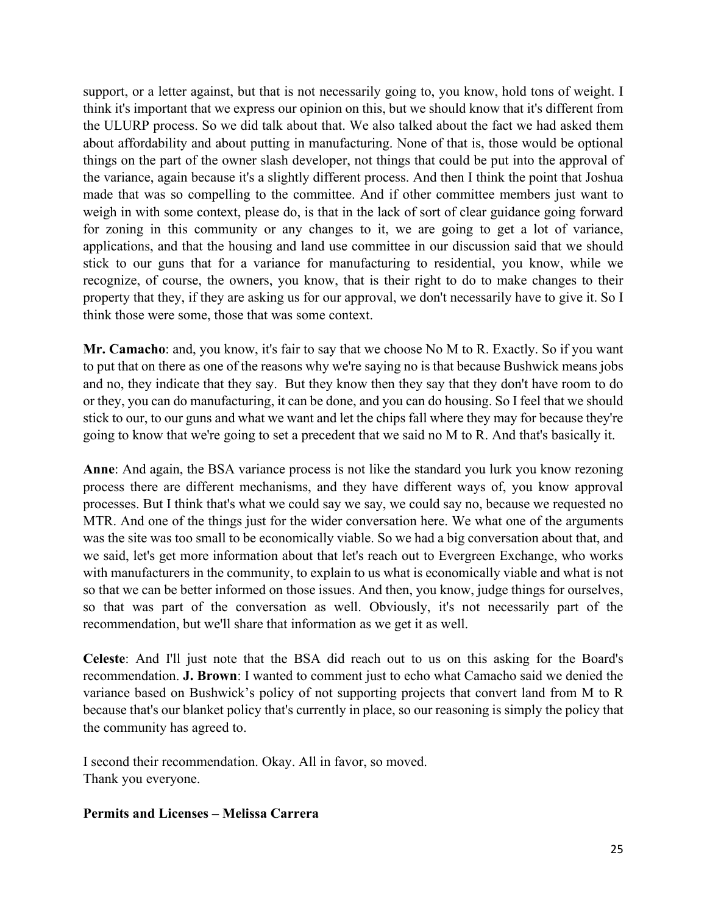support, or a letter against, but that is not necessarily going to, you know, hold tons of weight. I think it's important that we express our opinion on this, but we should know that it's different from the ULURP process. So we did talk about that. We also talked about the fact we had asked them about affordability and about putting in manufacturing. None of that is, those would be optional things on the part of the owner slash developer, not things that could be put into the approval of the variance, again because it's a slightly different process. And then I think the point that Joshua made that was so compelling to the committee. And if other committee members just want to weigh in with some context, please do, is that in the lack of sort of clear guidance going forward for zoning in this community or any changes to it, we are going to get a lot of variance, applications, and that the housing and land use committee in our discussion said that we should stick to our guns that for a variance for manufacturing to residential, you know, while we recognize, of course, the owners, you know, that is their right to do to make changes to their property that they, if they are asking us for our approval, we don't necessarily have to give it. So I think those were some, those that was some context.

**Mr. Camacho**: and, you know, it's fair to say that we choose No M to R. Exactly. So if you want to put that on there as one of the reasons why we're saying no is that because Bushwick means jobs and no, they indicate that they say. But they know then they say that they don't have room to do or they, you can do manufacturing, it can be done, and you can do housing. So I feel that we should stick to our, to our guns and what we want and let the chips fall where they may for because they're going to know that we're going to set a precedent that we said no M to R. And that's basically it.

**Anne**: And again, the BSA variance process is not like the standard you lurk you know rezoning process there are different mechanisms, and they have different ways of, you know approval processes. But I think that's what we could say we say, we could say no, because we requested no MTR. And one of the things just for the wider conversation here. We what one of the arguments was the site was too small to be economically viable. So we had a big conversation about that, and we said, let's get more information about that let's reach out to Evergreen Exchange, who works with manufacturers in the community, to explain to us what is economically viable and what is not so that we can be better informed on those issues. And then, you know, judge things for ourselves, so that was part of the conversation as well. Obviously, it's not necessarily part of the recommendation, but we'll share that information as we get it as well.

**Celeste**: And I'll just note that the BSA did reach out to us on this asking for the Board's recommendation. **J. Brown**: I wanted to comment just to echo what Camacho said we denied the variance based on Bushwick's policy of not supporting projects that convert land from M to R because that's our blanket policy that's currently in place, so our reasoning is simply the policy that the community has agreed to.

I second their recommendation. Okay. All in favor, so moved.
Thank you everyone.

**Permits and Licenses – Melissa Carrera**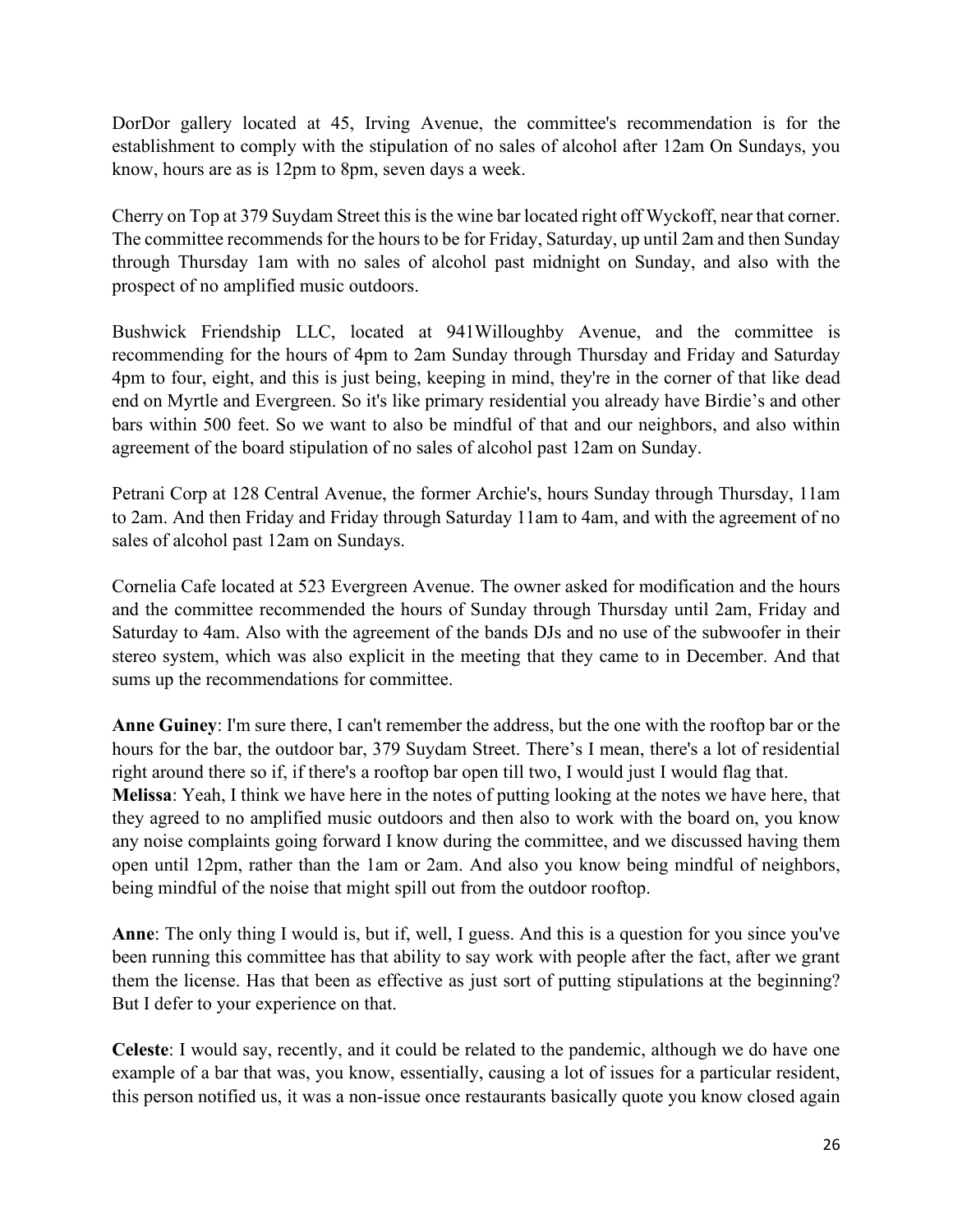DorDor gallery located at 45, Irving Avenue, the committee's recommendation is for the establishment to comply with the stipulation of no sales of alcohol after 12am On Sundays, you know, hours are as is 12pm to 8pm, seven days a week.

Cherry on Top at 379 Suydam Street this is the wine bar located right off Wyckoff, near that corner. The committee recommends for the hours to be for Friday, Saturday, up until 2am and then Sunday through Thursday 1am with no sales of alcohol past midnight on Sunday, and also with the prospect of no amplified music outdoors.

Bushwick Friendship LLC, located at 941Willoughby Avenue, and the committee is recommending for the hours of 4pm to 2am Sunday through Thursday and Friday and Saturday 4pm to four, eight, and this is just being, keeping in mind, they're in the corner of that like dead end on Myrtle and Evergreen. So it's like primary residential you already have Birdie's and other bars within 500 feet. So we want to also be mindful of that and our neighbors, and also within agreement of the board stipulation of no sales of alcohol past 12am on Sunday.

Petrani Corp at 128 Central Avenue, the former Archie's, hours Sunday through Thursday, 11am to 2am. And then Friday and Friday through Saturday 11am to 4am, and with the agreement of no sales of alcohol past 12am on Sundays.

Cornelia Cafe located at 523 Evergreen Avenue. The owner asked for modification and the hours and the committee recommended the hours of Sunday through Thursday until 2am, Friday and Saturday to 4am. Also with the agreement of the bands DJs and no use of the subwoofer in their stereo system, which was also explicit in the meeting that they came to in December. And that sums up the recommendations for committee.

**Anne Guiney**: I'm sure there, I can't remember the address, but the one with the rooftop bar or the hours for the bar, the outdoor bar, 379 Suydam Street. There's I mean, there's a lot of residential right around there so if, if there's a rooftop bar open till two, I would just I would flag that.
**Melissa**: Yeah, I think we have here in the notes of putting looking at the notes we have here, that they agreed to no amplified music outdoors and then also to work with the board on, you know any noise complaints going forward I know during the committee, and we discussed having them open until 12pm, rather than the 1am or 2am. And also you know being mindful of neighbors, being mindful of the noise that might spill out from the outdoor rooftop.

**Anne**: The only thing I would is, but if, well, I guess. And this is a question for you since you've been running this committee has that ability to say work with people after the fact, after we grant them the license. Has that been as effective as just sort of putting stipulations at the beginning? But I defer to your experience on that.

**Celeste**: I would say, recently, and it could be related to the pandemic, although we do have one example of a bar that was, you know, essentially, causing a lot of issues for a particular resident, this person notified us, it was a non-issue once restaurants basically quote you know closed again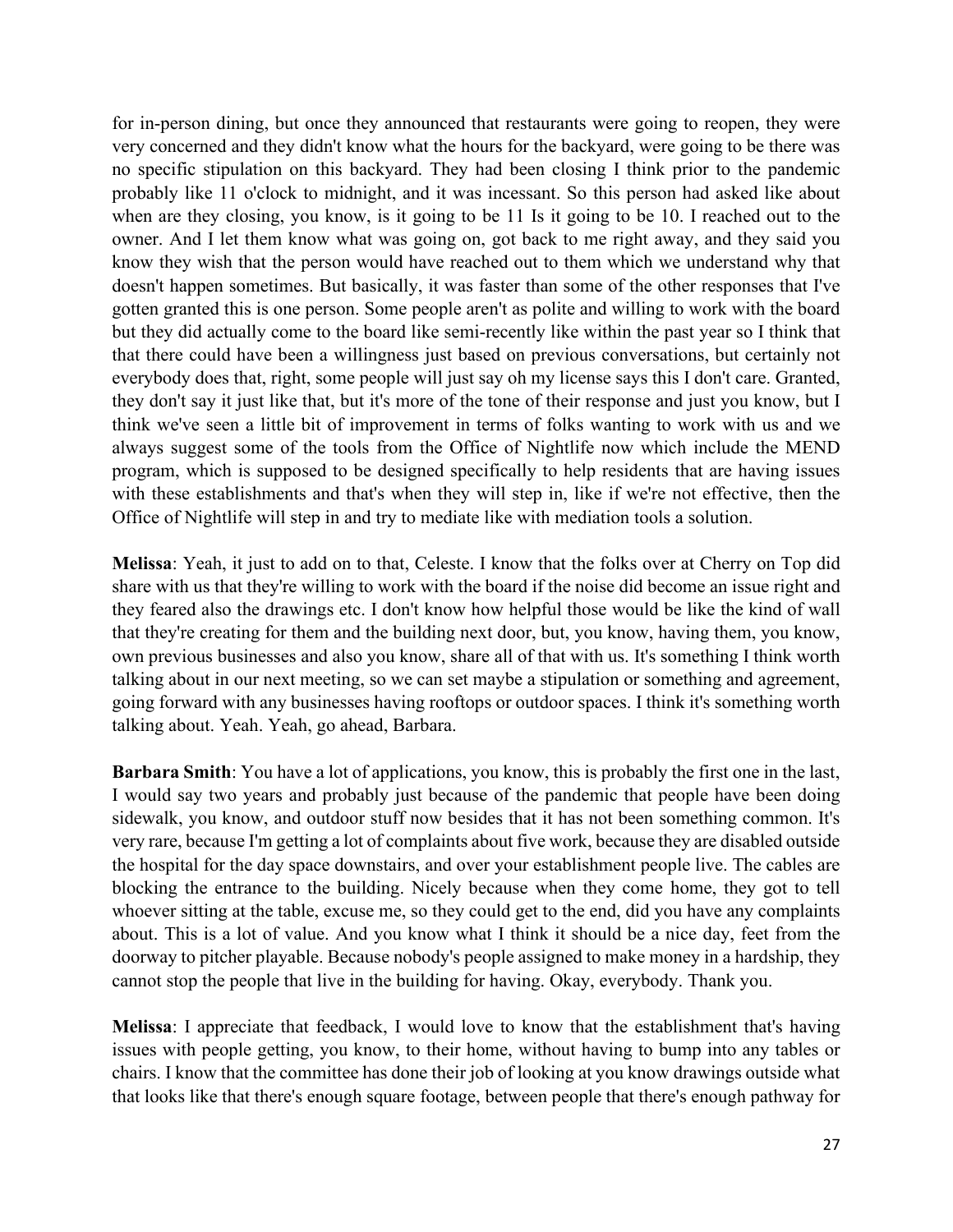for in-person dining, but once they announced that restaurants were going to reopen, they were very concerned and they didn't know what the hours for the backyard, were going to be there was no specific stipulation on this backyard. They had been closing I think prior to the pandemic probably like 11 o'clock to midnight, and it was incessant. So this person had asked like about when are they closing, you know, is it going to be 11 Is it going to be 10. I reached out to the owner. And I let them know what was going on, got back to me right away, and they said you know they wish that the person would have reached out to them which we understand why that doesn't happen sometimes. But basically, it was faster than some of the other responses that I've gotten granted this is one person. Some people aren't as polite and willing to work with the board but they did actually come to the board like semi-recently like within the past year so I think that that there could have been a willingness just based on previous conversations, but certainly not everybody does that, right, some people will just say oh my license says this I don't care. Granted, they don't say it just like that, but it's more of the tone of their response and just you know, but I think we've seen a little bit of improvement in terms of folks wanting to work with us and we always suggest some of the tools from the Office of Nightlife now which include the MEND program, which is supposed to be designed specifically to help residents that are having issues with these establishments and that's when they will step in, like if we're not effective, then the Office of Nightlife will step in and try to mediate like with mediation tools a solution.

**Melissa**: Yeah, it just to add on to that, Celeste. I know that the folks over at Cherry on Top did share with us that they're willing to work with the board if the noise did become an issue right and they feared also the drawings etc. I don't know how helpful those would be like the kind of wall that they're creating for them and the building next door, but, you know, having them, you know, own previous businesses and also you know, share all of that with us. It's something I think worth talking about in our next meeting, so we can set maybe a stipulation or something and agreement, going forward with any businesses having rooftops or outdoor spaces. I think it's something worth talking about. Yeah. Yeah, go ahead, Barbara.

**Barbara Smith**: You have a lot of applications, you know, this is probably the first one in the last, I would say two years and probably just because of the pandemic that people have been doing sidewalk, you know, and outdoor stuff now besides that it has not been something common. It's very rare, because I'm getting a lot of complaints about five work, because they are disabled outside the hospital for the day space downstairs, and over your establishment people live. The cables are blocking the entrance to the building. Nicely because when they come home, they got to tell whoever sitting at the table, excuse me, so they could get to the end, did you have any complaints about. This is a lot of value. And you know what I think it should be a nice day, feet from the doorway to pitcher playable. Because nobody's people assigned to make money in a hardship, they cannot stop the people that live in the building for having. Okay, everybody. Thank you.

**Melissa**: I appreciate that feedback, I would love to know that the establishment that's having issues with people getting, you know, to their home, without having to bump into any tables or chairs. I know that the committee has done their job of looking at you know drawings outside what that looks like that there's enough square footage, between people that there's enough pathway for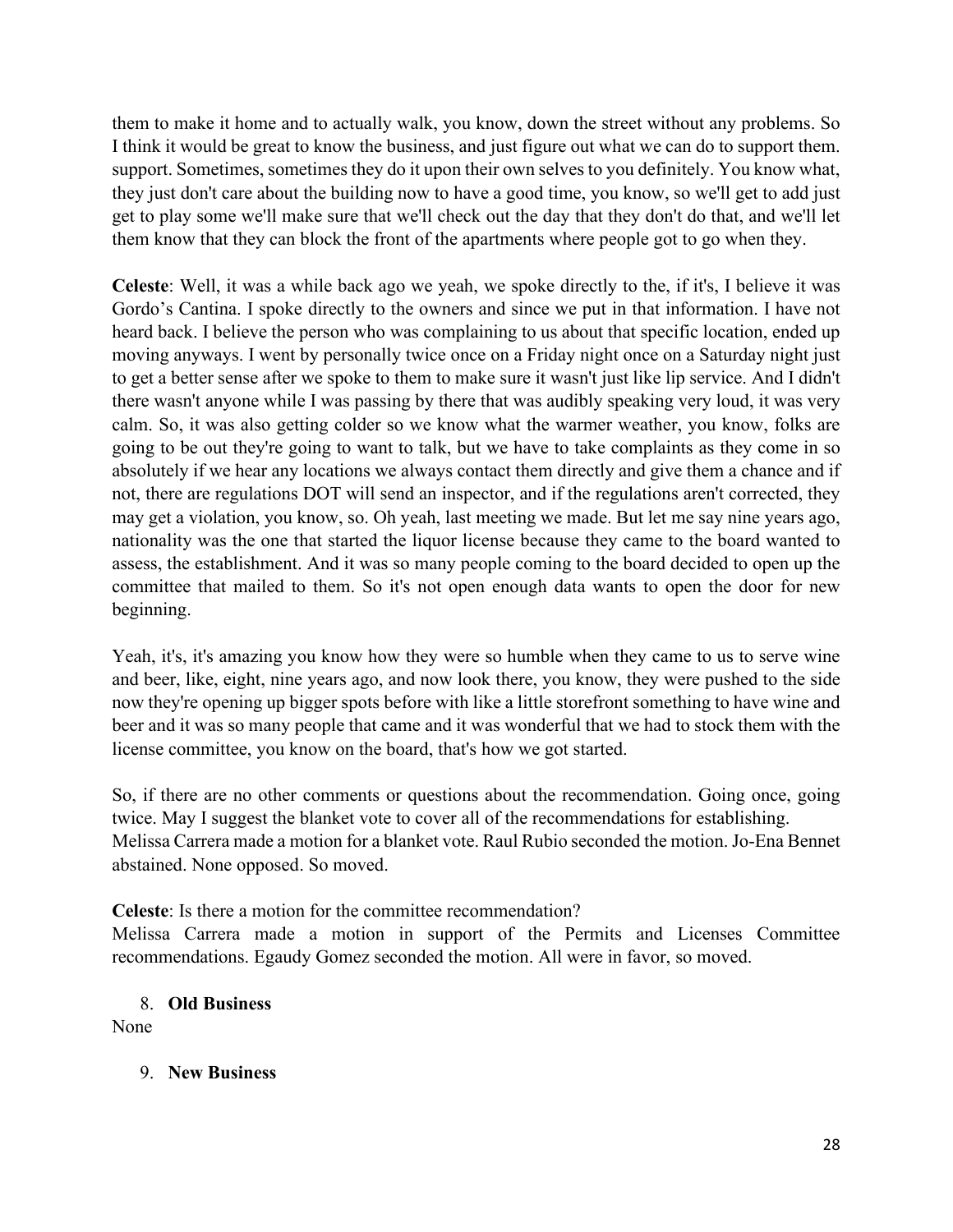them to make it home and to actually walk, you know, down the street without any problems. So I think it would be great to know the business, and just figure out what we can do to support them. support. Sometimes, sometimes they do it upon their own selves to you definitely. You know what, they just don't care about the building now to have a good time, you know, so we'll get to add just get to play some we'll make sure that we'll check out the day that they don't do that, and we'll let them know that they can block the front of the apartments where people got to go when they.

**Celeste**: Well, it was a while back ago we yeah, we spoke directly to the, if it's, I believe it was Gordo's Cantina. I spoke directly to the owners and since we put in that information. I have not heard back. I believe the person who was complaining to us about that specific location, ended up moving anyways. I went by personally twice once on a Friday night once on a Saturday night just to get a better sense after we spoke to them to make sure it wasn't just like lip service. And I didn't there wasn't anyone while I was passing by there that was audibly speaking very loud, it was very calm. So, it was also getting colder so we know what the warmer weather, you know, folks are going to be out they're going to want to talk, but we have to take complaints as they come in so absolutely if we hear any locations we always contact them directly and give them a chance and if not, there are regulations DOT will send an inspector, and if the regulations aren't corrected, they may get a violation, you know, so. Oh yeah, last meeting we made. But let me say nine years ago, nationality was the one that started the liquor license because they came to the board wanted to assess, the establishment. And it was so many people coming to the board decided to open up the committee that mailed to them. So it's not open enough data wants to open the door for new beginning.

Yeah, it's, it's amazing you know how they were so humble when they came to us to serve wine and beer, like, eight, nine years ago, and now look there, you know, they were pushed to the side now they're opening up bigger spots before with like a little storefront something to have wine and beer and it was so many people that came and it was wonderful that we had to stock them with the license committee, you know on the board, that's how we got started.

So, if there are no other comments or questions about the recommendation. Going once, going twice. May I suggest the blanket vote to cover all of the recommendations for establishing. Melissa Carrera made a motion for a blanket vote. Raul Rubio seconded the motion. Jo-Ena Bennet abstained. None opposed. So moved.

**Celeste**: Is there a motion for the committee recommendation?
Melissa Carrera made a motion in support of the Permits and Licenses Committee recommendations. Egaudy Gomez seconded the motion. All were in favor, so moved.

8. **Old Business**

None

9. **New Business**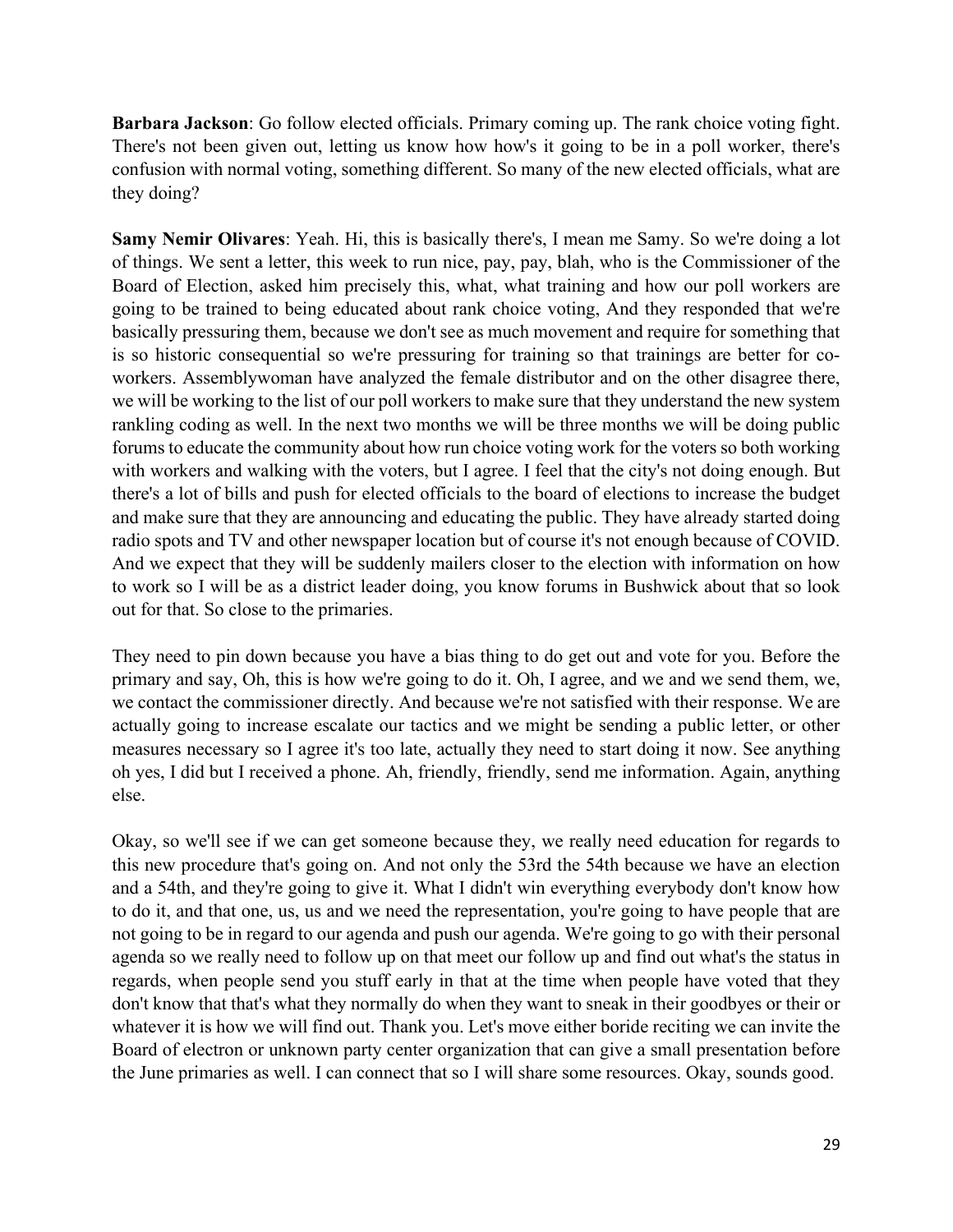**Barbara Jackson**: Go follow elected officials. Primary coming up. The rank choice voting fight. There's not been given out, letting us know how how's it going to be in a poll worker, there's confusion with normal voting, something different. So many of the new elected officials, what are they doing?

**Samy Nemir Olivares**: Yeah. Hi, this is basically there's, I mean me Samy. So we're doing a lot of things. We sent a letter, this week to run nice, pay, pay, blah, who is the Commissioner of the Board of Election, asked him precisely this, what, what training and how our poll workers are going to be trained to being educated about rank choice voting, And they responded that we're basically pressuring them, because we don't see as much movement and require for something that is so historic consequential so we're pressuring for training so that trainings are better for co-workers. Assemblywoman have analyzed the female distributor and on the other disagree there, we will be working to the list of our poll workers to make sure that they understand the new system rankling coding as well. In the next two months we will be three months we will be doing public forums to educate the community about how run choice voting work for the voters so both working with workers and walking with the voters, but I agree. I feel that the city's not doing enough. But there's a lot of bills and push for elected officials to the board of elections to increase the budget and make sure that they are announcing and educating the public. They have already started doing radio spots and TV and other newspaper location but of course it's not enough because of COVID. And we expect that they will be suddenly mailers closer to the election with information on how to work so I will be as a district leader doing, you know forums in Bushwick about that so look out for that. So close to the primaries.

They need to pin down because you have a bias thing to do get out and vote for you. Before the primary and say, Oh, this is how we're going to do it. Oh, I agree, and we and we send them, we, we contact the commissioner directly. And because we're not satisfied with their response. We are actually going to increase escalate our tactics and we might be sending a public letter, or other measures necessary so I agree it's too late, actually they need to start doing it now. See anything oh yes, I did but I received a phone. Ah, friendly, friendly, send me information. Again, anything else.

Okay, so we'll see if we can get someone because they, we really need education for regards to this new procedure that's going on. And not only the 53rd the 54th because we have an election and a 54th, and they're going to give it. What I didn't win everything everybody don't know how to do it, and that one, us, us and we need the representation, you're going to have people that are not going to be in regard to our agenda and push our agenda. We're going to go with their personal agenda so we really need to follow up on that meet our follow up and find out what's the status in regards, when people send you stuff early in that at the time when people have voted that they don't know that that's what they normally do when they want to sneak in their goodbyes or their or whatever it is how we will find out. Thank you. Let's move either boride reciting we can invite the Board of electron or unknown party center organization that can give a small presentation before the June primaries as well. I can connect that so I will share some resources. Okay, sounds good.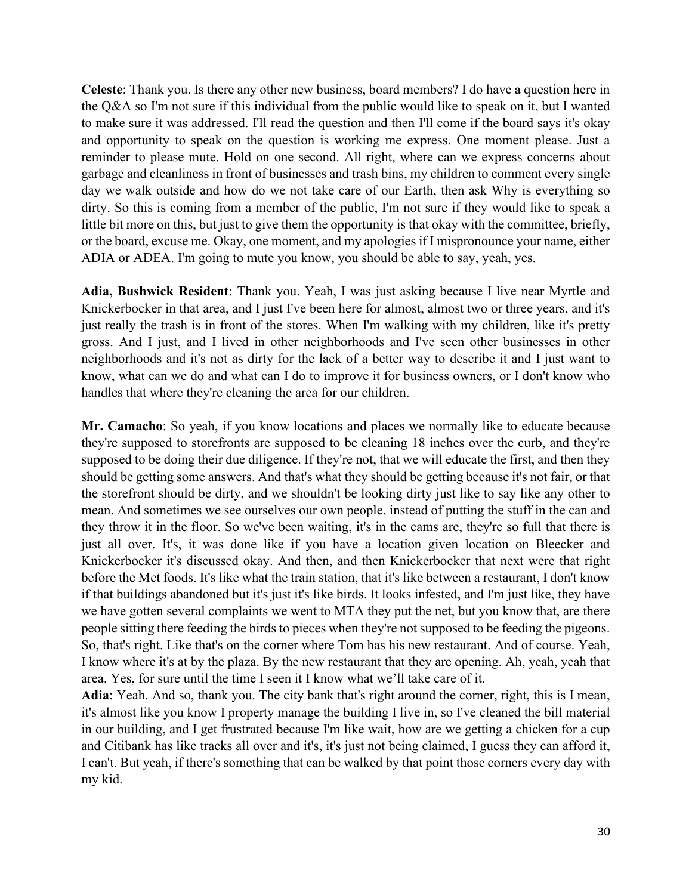**Celeste**: Thank you. Is there any other new business, board members? I do have a question here in the Q&A so I'm not sure if this individual from the public would like to speak on it, but I wanted to make sure it was addressed. I'll read the question and then I'll come if the board says it's okay and opportunity to speak on the question is working me express. One moment please. Just a reminder to please mute. Hold on one second. All right, where can we express concerns about garbage and cleanliness in front of businesses and trash bins, my children to comment every single day we walk outside and how do we not take care of our Earth, then ask Why is everything so dirty. So this is coming from a member of the public, I'm not sure if they would like to speak a little bit more on this, but just to give them the opportunity is that okay with the committee, briefly, or the board, excuse me. Okay, one moment, and my apologies if I mispronounce your name, either ADIA or ADEA. I'm going to mute you know, you should be able to say, yeah, yes.

**Adia, Bushwick Resident**: Thank you. Yeah, I was just asking because I live near Myrtle and Knickerbocker in that area, and I just I've been here for almost, almost two or three years, and it's just really the trash is in front of the stores. When I'm walking with my children, like it's pretty gross. And I just, and I lived in other neighborhoods and I've seen other businesses in other neighborhoods and it's not as dirty for the lack of a better way to describe it and I just want to know, what can we do and what can I do to improve it for business owners, or I don't know who handles that where they're cleaning the area for our children.

**Mr. Camacho**: So yeah, if you know locations and places we normally like to educate because they're supposed to storefronts are supposed to be cleaning 18 inches over the curb, and they're supposed to be doing their due diligence. If they're not, that we will educate the first, and then they should be getting some answers. And that's what they should be getting because it's not fair, or that the storefront should be dirty, and we shouldn't be looking dirty just like to say like any other to mean. And sometimes we see ourselves our own people, instead of putting the stuff in the can and they throw it in the floor. So we've been waiting, it's in the cams are, they're so full that there is just all over. It's, it was done like if you have a location given location on Bleecker and Knickerbocker it's discussed okay. And then, and then Knickerbocker that next were that right before the Met foods. It's like what the train station, that it's like between a restaurant, I don't know if that buildings abandoned but it's just it's like birds. It looks infested, and I'm just like, they have we have gotten several complaints we went to MTA they put the net, but you know that, are there people sitting there feeding the birds to pieces when they're not supposed to be feeding the pigeons. So, that's right. Like that's on the corner where Tom has his new restaurant. And of course. Yeah, I know where it's at by the plaza. By the new restaurant that they are opening. Ah, yeah, yeah that area. Yes, for sure until the time I seen it I know what we'll take care of it.

**Adia**: Yeah. And so, thank you. The city bank that's right around the corner, right, this is I mean, it's almost like you know I property manage the building I live in, so I've cleaned the bill material in our building, and I get frustrated because I'm like wait, how are we getting a chicken for a cup and Citibank has like tracks all over and it's, it's just not being claimed, I guess they can afford it, I can't. But yeah, if there's something that can be walked by that point those corners every day with my kid.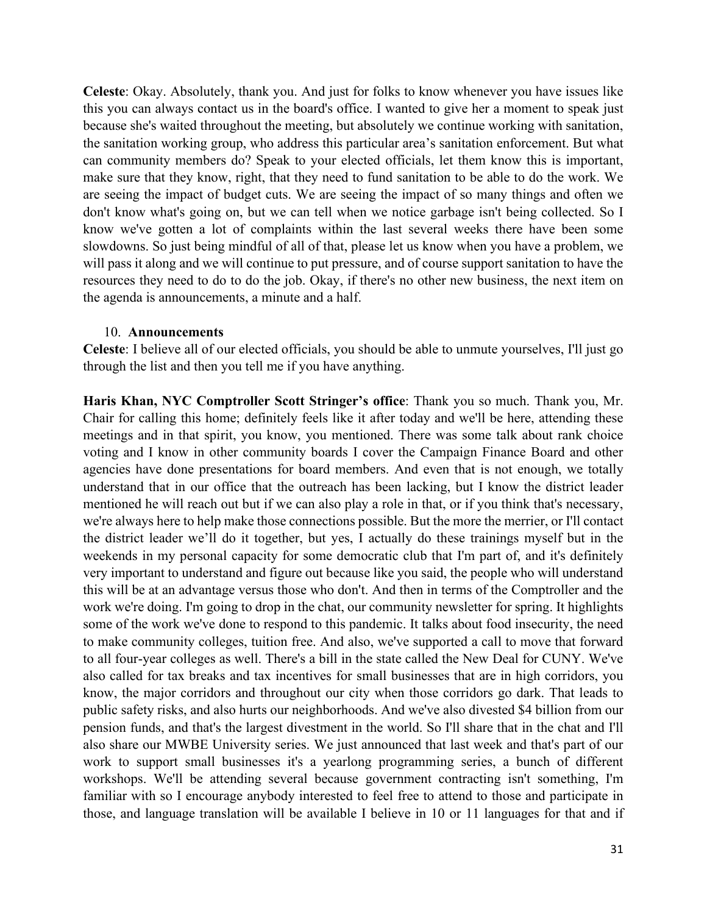**Celeste**: Okay. Absolutely, thank you. And just for folks to know whenever you have issues like this you can always contact us in the board's office. I wanted to give her a moment to speak just because she's waited throughout the meeting, but absolutely we continue working with sanitation, the sanitation working group, who address this particular area's sanitation enforcement. But what can community members do? Speak to your elected officials, let them know this is important, make sure that they know, right, that they need to fund sanitation to be able to do the work. We are seeing the impact of budget cuts. We are seeing the impact of so many things and often we don't know what's going on, but we can tell when we notice garbage isn't being collected. So I know we've gotten a lot of complaints within the last several weeks there have been some slowdowns. So just being mindful of all of that, please let us know when you have a problem, we will pass it along and we will continue to put pressure, and of course support sanitation to have the resources they need to do to do the job. Okay, if there's no other new business, the next item on the agenda is announcements, a minute and a half.

10. **Announcements**

**Celeste**: I believe all of our elected officials, you should be able to unmute yourselves, I'll just go through the list and then you tell me if you have anything.

**Haris Khan, NYC Comptroller Scott Stringer's office**: Thank you so much. Thank you, Mr. Chair for calling this home; definitely feels like it after today and we'll be here, attending these meetings and in that spirit, you know, you mentioned. There was some talk about rank choice voting and I know in other community boards I cover the Campaign Finance Board and other agencies have done presentations for board members. And even that is not enough, we totally understand that in our office that the outreach has been lacking, but I know the district leader mentioned he will reach out but if we can also play a role in that, or if you think that's necessary, we're always here to help make those connections possible. But the more the merrier, or I'll contact the district leader we'll do it together, but yes, I actually do these trainings myself but in the weekends in my personal capacity for some democratic club that I'm part of, and it's definitely very important to understand and figure out because like you said, the people who will understand this will be at an advantage versus those who don't. And then in terms of the Comptroller and the work we're doing. I'm going to drop in the chat, our community newsletter for spring. It highlights some of the work we've done to respond to this pandemic. It talks about food insecurity, the need to make community colleges, tuition free. And also, we've supported a call to move that forward to all four-year colleges as well. There's a bill in the state called the New Deal for CUNY. We've also called for tax breaks and tax incentives for small businesses that are in high corridors, you know, the major corridors and throughout our city when those corridors go dark. That leads to public safety risks, and also hurts our neighborhoods. And we've also divested $4 billion from our pension funds, and that's the largest divestment in the world. So I'll share that in the chat and I'll also share our MWBE University series. We just announced that last week and that's part of our work to support small businesses it's a yearlong programming series, a bunch of different workshops. We'll be attending several because government contracting isn't something, I'm familiar with so I encourage anybody interested to feel free to attend to those and participate in those, and language translation will be available I believe in 10 or 11 languages for that and if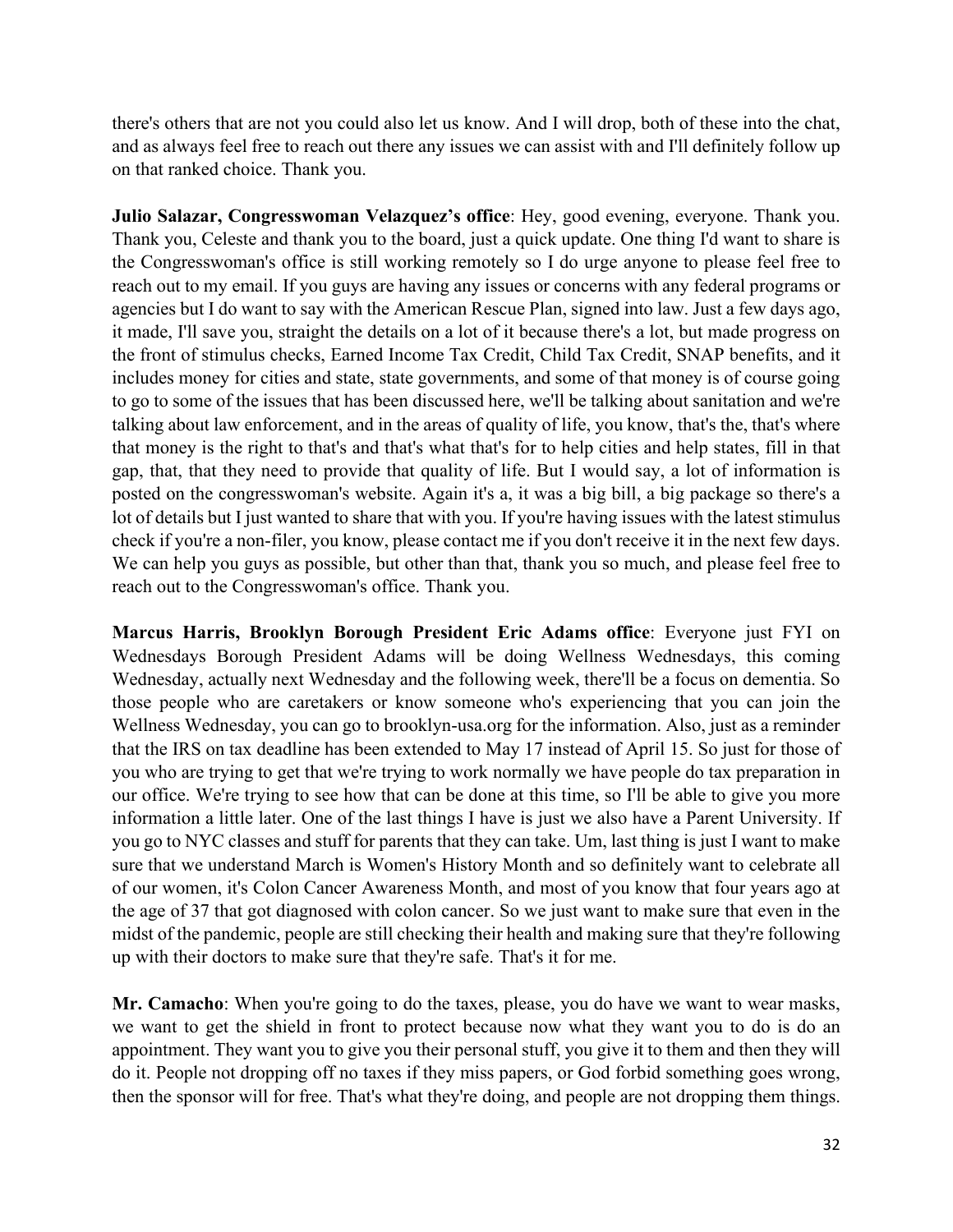there's others that are not you could also let us know. And I will drop, both of these into the chat, and as always feel free to reach out there any issues we can assist with and I'll definitely follow up on that ranked choice. Thank you.

**Julio Salazar, Congresswoman Velazquez's office**: Hey, good evening, everyone. Thank you. Thank you, Celeste and thank you to the board, just a quick update. One thing I'd want to share is the Congresswoman's office is still working remotely so I do urge anyone to please feel free to reach out to my email. If you guys are having any issues or concerns with any federal programs or agencies but I do want to say with the American Rescue Plan, signed into law. Just a few days ago, it made, I'll save you, straight the details on a lot of it because there's a lot, but made progress on the front of stimulus checks, Earned Income Tax Credit, Child Tax Credit, SNAP benefits, and it includes money for cities and state, state governments, and some of that money is of course going to go to some of the issues that has been discussed here, we'll be talking about sanitation and we're talking about law enforcement, and in the areas of quality of life, you know, that's the, that's where that money is the right to that's and that's what that's for to help cities and help states, fill in that gap, that, that they need to provide that quality of life. But I would say, a lot of information is posted on the congresswoman's website. Again it's a, it was a big bill, a big package so there's a lot of details but I just wanted to share that with you. If you're having issues with the latest stimulus check if you're a non-filer, you know, please contact me if you don't receive it in the next few days. We can help you guys as possible, but other than that, thank you so much, and please feel free to reach out to the Congresswoman's office. Thank you.

**Marcus Harris, Brooklyn Borough President Eric Adams office**: Everyone just FYI on Wednesdays Borough President Adams will be doing Wellness Wednesdays, this coming Wednesday, actually next Wednesday and the following week, there'll be a focus on dementia. So those people who are caretakers or know someone who's experiencing that you can join the Wellness Wednesday, you can go to brooklyn-usa.org for the information. Also, just as a reminder that the IRS on tax deadline has been extended to May 17 instead of April 15. So just for those of you who are trying to get that we're trying to work normally we have people do tax preparation in our office. We're trying to see how that can be done at this time, so I'll be able to give you more information a little later. One of the last things I have is just we also have a Parent University. If you go to NYC classes and stuff for parents that they can take. Um, last thing is just I want to make sure that we understand March is Women's History Month and so definitely want to celebrate all of our women, it's Colon Cancer Awareness Month, and most of you know that four years ago at the age of 37 that got diagnosed with colon cancer. So we just want to make sure that even in the midst of the pandemic, people are still checking their health and making sure that they're following up with their doctors to make sure that they're safe. That's it for me.

**Mr. Camacho**: When you're going to do the taxes, please, you do have we want to wear masks, we want to get the shield in front to protect because now what they want you to do is do an appointment. They want you to give you their personal stuff, you give it to them and then they will do it. People not dropping off no taxes if they miss papers, or God forbid something goes wrong, then the sponsor will for free. That's what they're doing, and people are not dropping them things.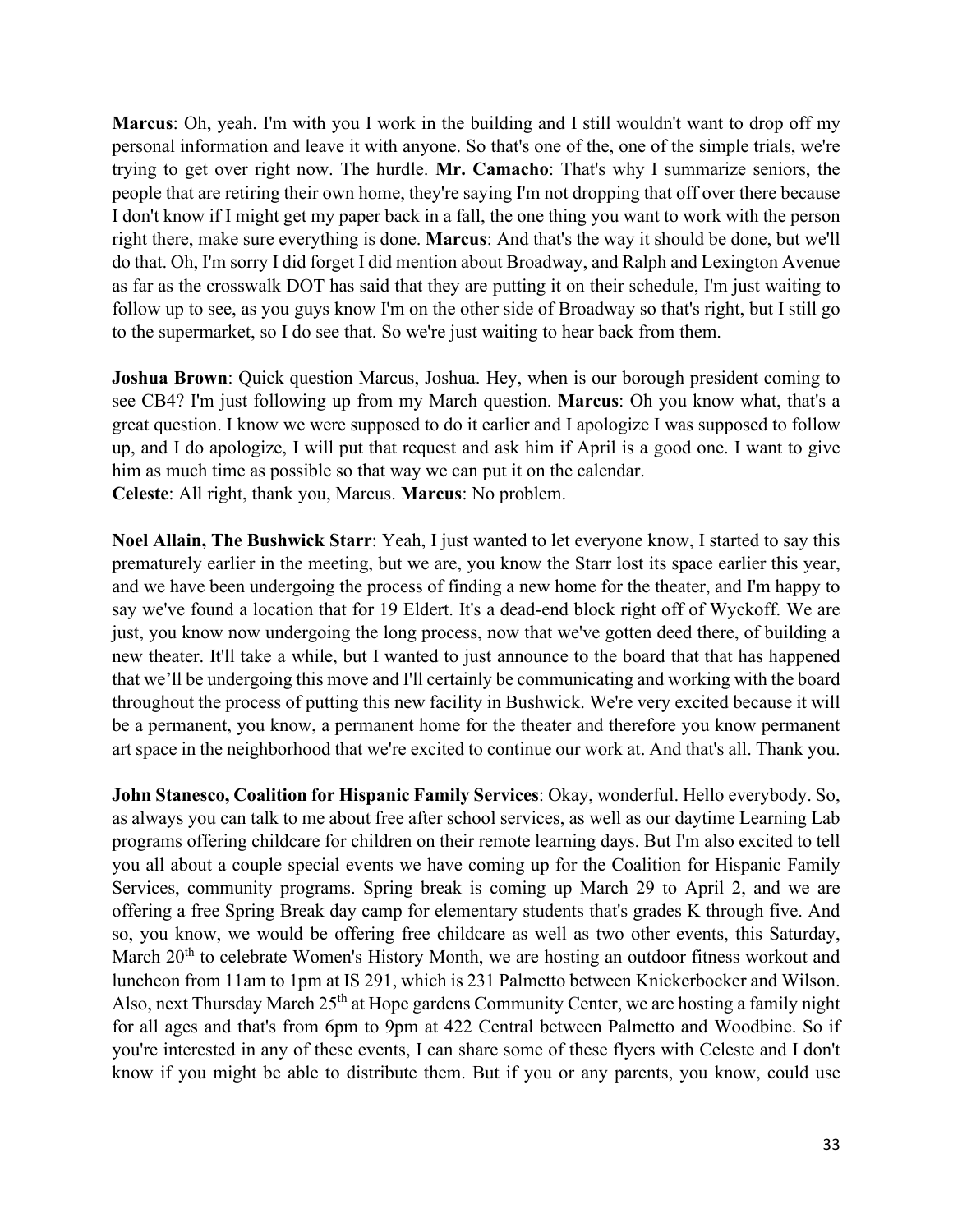**Marcus**: Oh, yeah. I'm with you I work in the building and I still wouldn't want to drop off my personal information and leave it with anyone. So that's one of the, one of the simple trials, we're trying to get over right now. The hurdle. **Mr. Camacho**: That's why I summarize seniors, the people that are retiring their own home, they're saying I'm not dropping that off over there because I don't know if I might get my paper back in a fall, the one thing you want to work with the person right there, make sure everything is done. **Marcus**: And that's the way it should be done, but we'll do that. Oh, I'm sorry I did forget I did mention about Broadway, and Ralph and Lexington Avenue as far as the crosswalk DOT has said that they are putting it on their schedule, I'm just waiting to follow up to see, as you guys know I'm on the other side of Broadway so that's right, but I still go to the supermarket, so I do see that. So we're just waiting to hear back from them.

**Joshua Brown**: Quick question Marcus, Joshua. Hey, when is our borough president coming to see CB4? I'm just following up from my March question. **Marcus**: Oh you know what, that's a great question. I know we were supposed to do it earlier and I apologize I was supposed to follow up, and I do apologize, I will put that request and ask him if April is a good one. I want to give him as much time as possible so that way we can put it on the calendar.
**Celeste**: All right, thank you, Marcus. **Marcus**: No problem.

**Noel Allain, The Bushwick Starr**: Yeah, I just wanted to let everyone know, I started to say this prematurely earlier in the meeting, but we are, you know the Starr lost its space earlier this year, and we have been undergoing the process of finding a new home for the theater, and I'm happy to say we've found a location that for 19 Eldert. It's a dead-end block right off of Wyckoff. We are just, you know now undergoing the long process, now that we've gotten deed there, of building a new theater. It'll take a while, but I wanted to just announce to the board that that has happened that we'll be undergoing this move and I'll certainly be communicating and working with the board throughout the process of putting this new facility in Bushwick. We're very excited because it will be a permanent, you know, a permanent home for the theater and therefore you know permanent art space in the neighborhood that we're excited to continue our work at. And that's all. Thank you.

**John Stanesco, Coalition for Hispanic Family Services**: Okay, wonderful. Hello everybody. So, as always you can talk to me about free after school services, as well as our daytime Learning Lab programs offering childcare for children on their remote learning days. But I'm also excited to tell you all about a couple special events we have coming up for the Coalition for Hispanic Family Services, community programs. Spring break is coming up March 29 to April 2, and we are offering a free Spring Break day camp for elementary students that's grades K through five. And so, you know, we would be offering free childcare as well as two other events, this Saturday, March 20th to celebrate Women's History Month, we are hosting an outdoor fitness workout and luncheon from 11am to 1pm at IS 291, which is 231 Palmetto between Knickerbocker and Wilson. Also, next Thursday March 25th at Hope gardens Community Center, we are hosting a family night for all ages and that's from 6pm to 9pm at 422 Central between Palmetto and Woodbine. So if you're interested in any of these events, I can share some of these flyers with Celeste and I don't know if you might be able to distribute them. But if you or any parents, you know, could use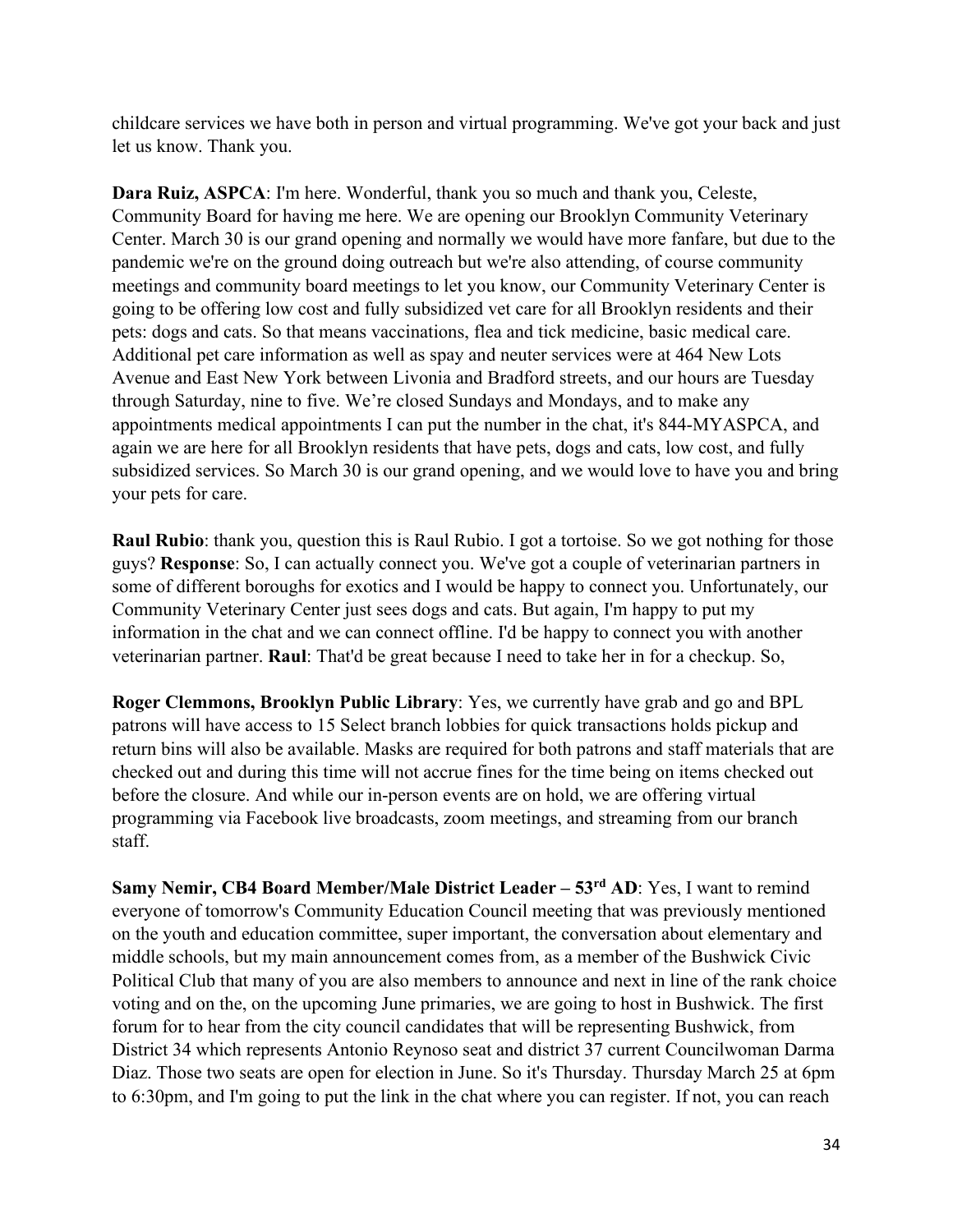childcare services we have both in person and virtual programming. We've got your back and just let us know. Thank you.

**Dara Ruiz, ASPCA**: I'm here. Wonderful, thank you so much and thank you, Celeste, Community Board for having me here. We are opening our Brooklyn Community Veterinary Center. March 30 is our grand opening and normally we would have more fanfare, but due to the pandemic we're on the ground doing outreach but we're also attending, of course community meetings and community board meetings to let you know, our Community Veterinary Center is going to be offering low cost and fully subsidized vet care for all Brooklyn residents and their pets: dogs and cats. So that means vaccinations, flea and tick medicine, basic medical care. Additional pet care information as well as spay and neuter services were at 464 New Lots Avenue and East New York between Livonia and Bradford streets, and our hours are Tuesday through Saturday, nine to five. We're closed Sundays and Mondays, and to make any appointments medical appointments I can put the number in the chat, it's 844-MYASPCA, and again we are here for all Brooklyn residents that have pets, dogs and cats, low cost, and fully subsidized services. So March 30 is our grand opening, and we would love to have you and bring your pets for care.

**Raul Rubio**: thank you, question this is Raul Rubio. I got a tortoise. So we got nothing for those guys? **Response**: So, I can actually connect you. We've got a couple of veterinarian partners in some of different boroughs for exotics and I would be happy to connect you. Unfortunately, our Community Veterinary Center just sees dogs and cats. But again, I'm happy to put my information in the chat and we can connect offline. I'd be happy to connect you with another veterinarian partner. **Raul**: That'd be great because I need to take her in for a checkup. So,

**Roger Clemmons, Brooklyn Public Library**: Yes, we currently have grab and go and BPL patrons will have access to 15 Select branch lobbies for quick transactions holds pickup and return bins will also be available. Masks are required for both patrons and staff materials that are checked out and during this time will not accrue fines for the time being on items checked out before the closure. And while our in-person events are on hold, we are offering virtual programming via Facebook live broadcasts, zoom meetings, and streaming from our branch staff.

**Samy Nemir, CB4 Board Member/Male District Leader – 53rd AD**: Yes, I want to remind everyone of tomorrow's Community Education Council meeting that was previously mentioned on the youth and education committee, super important, the conversation about elementary and middle schools, but my main announcement comes from, as a member of the Bushwick Civic Political Club that many of you are also members to announce and next in line of the rank choice voting and on the, on the upcoming June primaries, we are going to host in Bushwick. The first forum for to hear from the city council candidates that will be representing Bushwick, from District 34 which represents Antonio Reynoso seat and district 37 current Councilwoman Darma Diaz. Those two seats are open for election in June. So it's Thursday. Thursday March 25 at 6pm to 6:30pm, and I'm going to put the link in the chat where you can register. If not, you can reach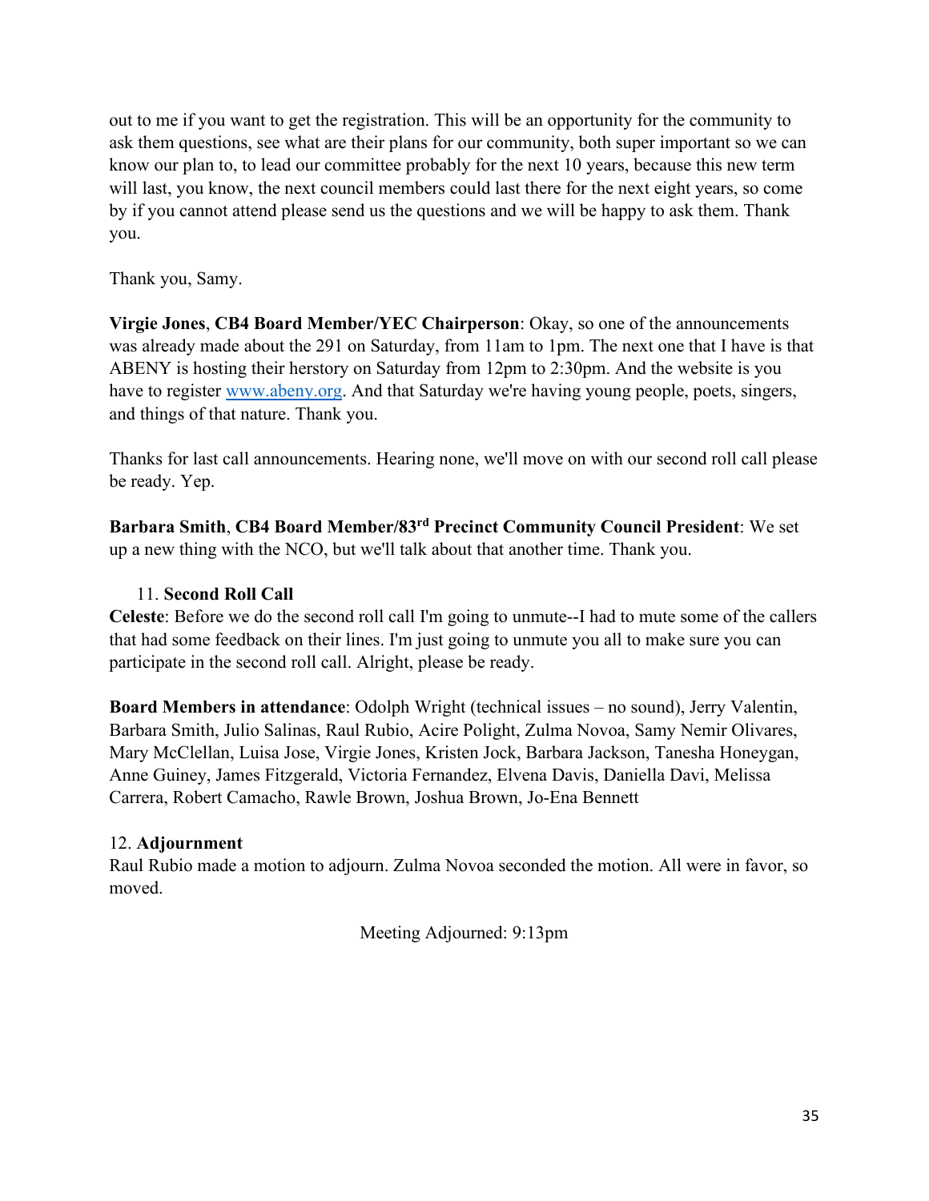out to me if you want to get the registration. This will be an opportunity for the community to ask them questions, see what are their plans for our community, both super important so we can know our plan to, to lead our committee probably for the next 10 years, because this new term will last, you know, the next council members could last there for the next eight years, so come by if you cannot attend please send us the questions and we will be happy to ask them. Thank you.

Thank you, Samy.

**Virgie Jones**, **CB4 Board Member/YEC Chairperson**: Okay, so one of the announcements was already made about the 291 on Saturday, from 11am to 1pm. The next one that I have is that ABENY is hosting their herstory on Saturday from 12pm to 2:30pm. And the website is you have to register [www.abeny.org](www.abeny.org). And that Saturday we're having young people, poets, singers, and things of that nature. Thank you.

Thanks for last call announcements. Hearing none, we'll move on with our second roll call please be ready. Yep.

**Barbara Smith**, **CB4 Board Member/83rd Precinct Community Council President**: We set up a new thing with the NCO, but we'll talk about that another time. Thank you.

11. **Second Roll Call**

**Celeste**: Before we do the second roll call I'm going to unmute--I had to mute some of the callers that had some feedback on their lines. I'm just going to unmute you all to make sure you can participate in the second roll call. Alright, please be ready.

**Board Members in attendance**: Odolph Wright (technical issues – no sound), Jerry Valentin, Barbara Smith, Julio Salinas, Raul Rubio, Acire Polight, Zulma Novoa, Samy Nemir Olivares, Mary McClellan, Luisa Jose, Virgie Jones, Kristen Jock, Barbara Jackson, Tanesha Honeygan, Anne Guiney, James Fitzgerald, Victoria Fernandez, Elvena Davis, Daniella Davi, Melissa Carrera, Robert Camacho, Rawle Brown, Joshua Brown, Jo-Ena Bennett

12. **Adjournment**

Raul Rubio made a motion to adjourn. Zulma Novoa seconded the motion. All were in favor, so moved.

Meeting Adjourned: 9:13pm